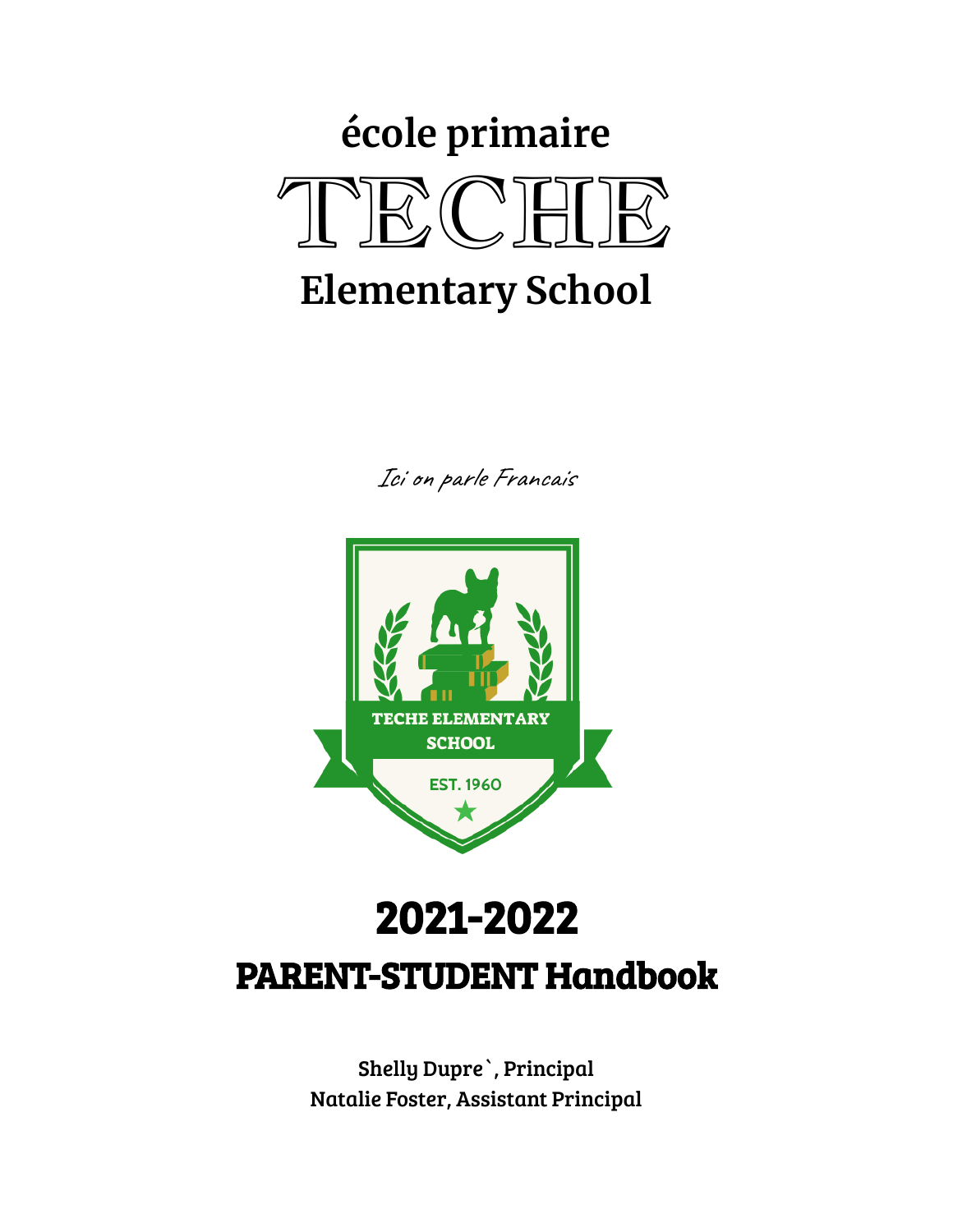# école primaire

# TECHE

# Elementary School

*Ici on parle Francais*

TECHE ELEMENTARY SCHOOL

EST. 1960

# 2021-2022

## PARENT-STUDENT Handbook

Shelly Dupre`, Principal
Natalie Foster, Assistant Principal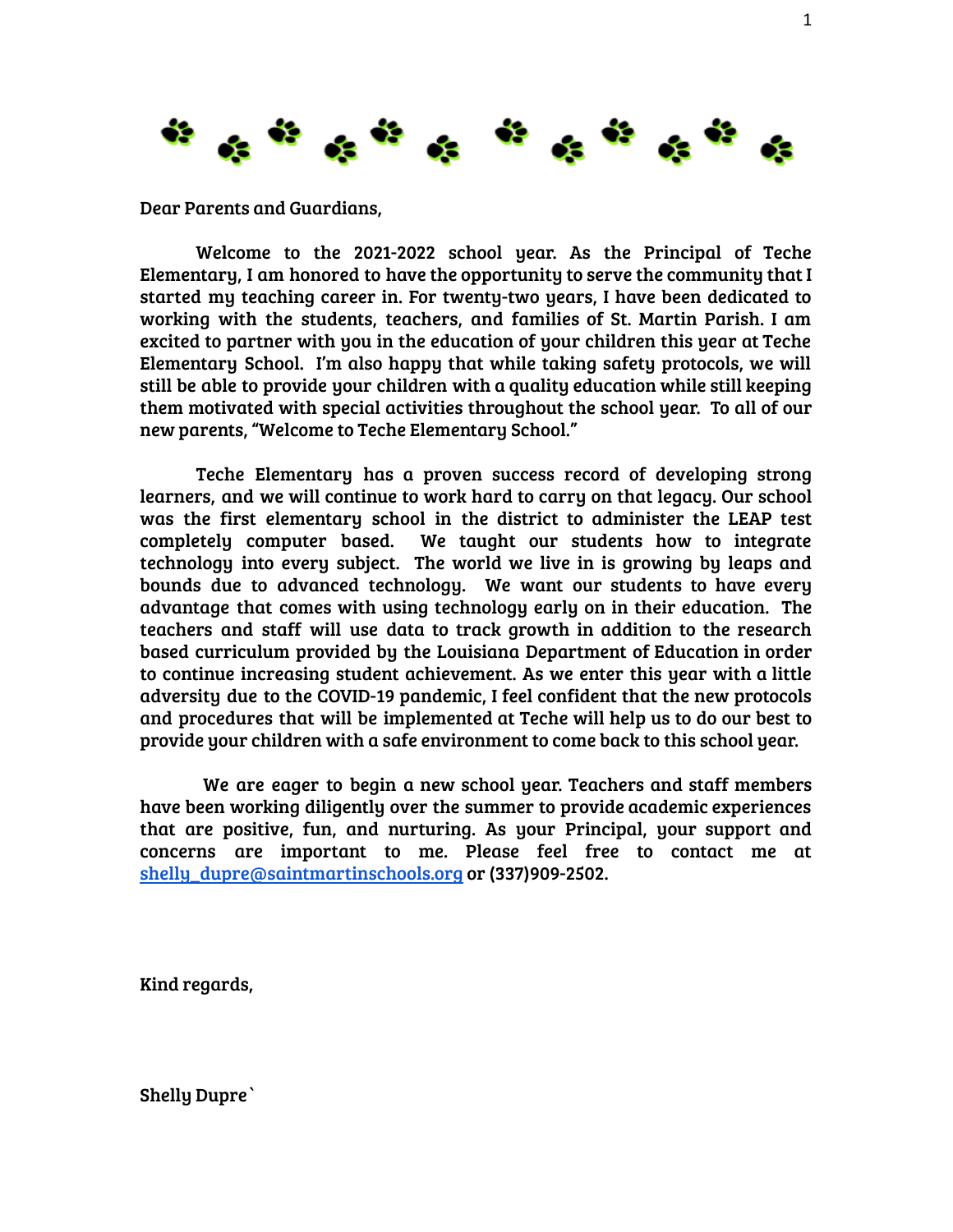Dear Parents and Guardians,

Welcome to the 2021-2022 school year. As the Principal of Teche Elementary, I am honored to have the opportunity to serve the community that I started my teaching career in. For twenty-two years, I have been dedicated to working with the students, teachers, and families of St. Martin Parish. I am excited to partner with you in the education of your children this year at Teche Elementary School. I'm also happy that while taking safety protocols, we will still be able to provide your children with a quality education while still keeping them motivated with special activities throughout the school year. To all of our new parents, "Welcome to Teche Elementary School."

Teche Elementary has a proven success record of developing strong learners, and we will continue to work hard to carry on that legacy. Our school was the first elementary school in the district to administer the LEAP test completely computer based. We taught our students how to integrate technology into every subject. The world we live in is growing by leaps and bounds due to advanced technology. We want our students to have every advantage that comes with using technology early on in their education. The teachers and staff will use data to track growth in addition to the research based curriculum provided by the Louisiana Department of Education in order to continue increasing student achievement. As we enter this year with a little adversity due to the COVID-19 pandemic, I feel confident that the new protocols and procedures that will be implemented at Teche will help us to do our best to provide your children with a safe environment to come back to this school year.

We are eager to begin a new school year. Teachers and staff members have been working diligently over the summer to provide academic experiences that are positive, fun, and nurturing. As your Principal, your support and concerns are important to me. Please feel free to contact me at shelly_dupre@saintmartinschools.org or (337)909-2502.

Kind regards,

Shelly Dupre`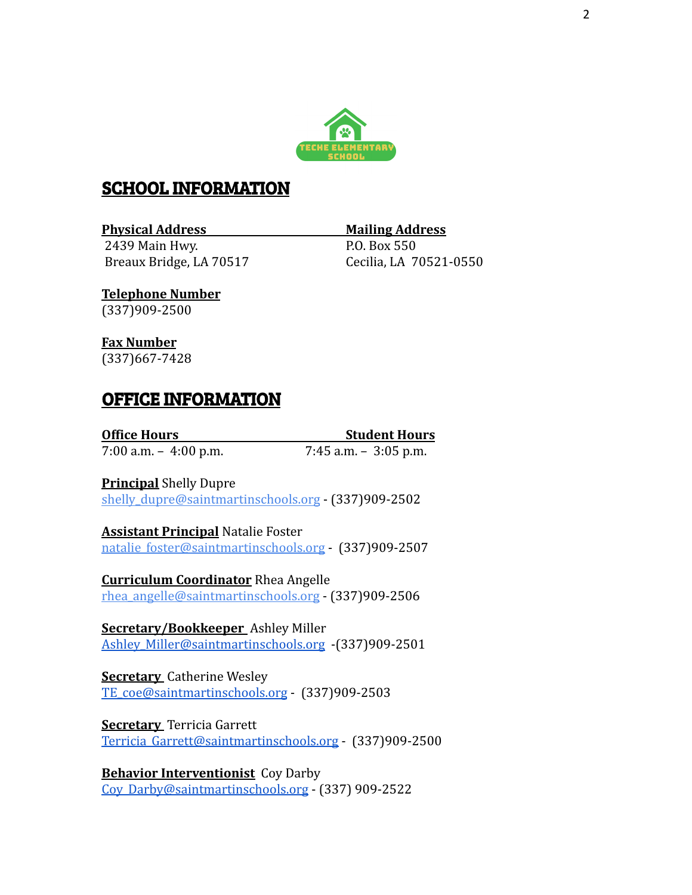TECHE ELEMENTARY SCHOOL

## SCHOOL INFORMATION

**Physical Address**
2439 Main Hwy.
Breaux Bridge, LA 70517

**Mailing Address**
P.O. Box 550
Cecilia, LA 70521-0550

**Telephone Number**
(337)909-2500

**Fax Number**
(337)667-7428

## OFFICE INFORMATION

**Office Hours**
7:00 a.m. – 4:00 p.m.

**Student Hours**
7:45 a.m. – 3:05 p.m.

**Principal** Shelly Dupre
shelly_dupre@saintmartinschools.org - (337)909-2502

**Assistant Principal** Natalie Foster
natalie_foster@saintmartinschools.org - (337)909-2507

**Curriculum Coordinator** Rhea Angelle
rhea_angelle@saintmartinschools.org - (337)909-2506

**Secretary/Bookkeeper** Ashley Miller
Ashley_Miller@saintmartinschools.org -(337)909-2501

**Secretary** Catherine Wesley
TE_coe@saintmartinschools.org - (337)909-2503

**Secretary** Terricia Garrett
Terricia_Garrett@saintmartinschools.org - (337)909-2500

**Behavior Interventionist** Coy Darby
Coy_Darby@saintmartinschools.org - (337) 909-2522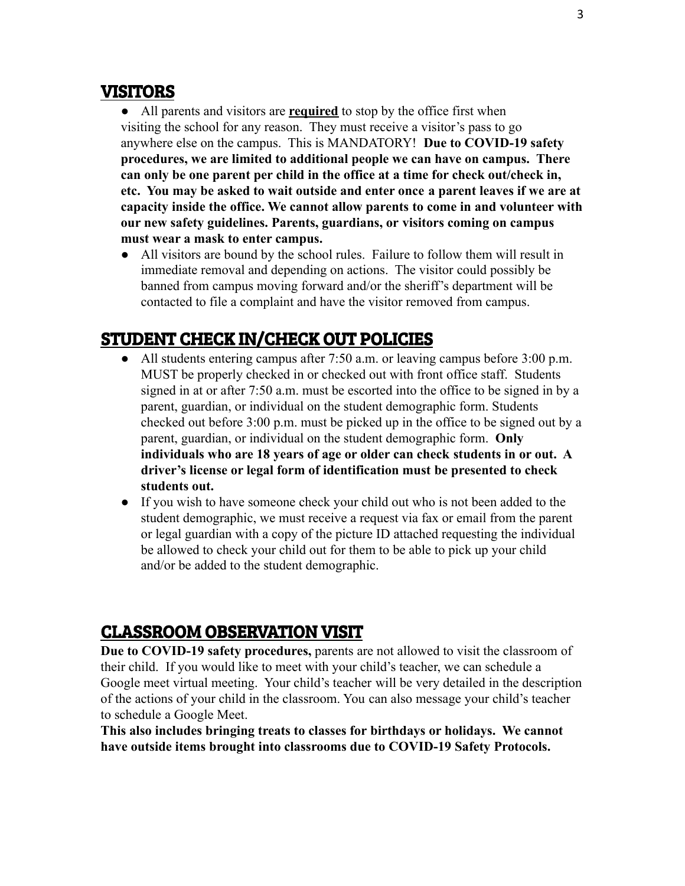## VISITORS

- All parents and visitors are <u>**required**</u> to stop by the office first when visiting the school for any reason. They must receive a visitor's pass to go anywhere else on the campus. This is MANDATORY! **Due to COVID-19 safety procedures, we are limited to additional people we can have on campus. There can only be one parent per child in the office at a time for check out/check in, etc. You may be asked to wait outside and enter once a parent leaves if we are at capacity inside the office. We cannot allow parents to come in and volunteer with our new safety guidelines. Parents, guardians, or visitors coming on campus must wear a mask to enter campus.**
- All visitors are bound by the school rules. Failure to follow them will result in immediate removal and depending on actions. The visitor could possibly be banned from campus moving forward and/or the sheriff's department will be contacted to file a complaint and have the visitor removed from campus.

## STUDENT CHECK IN/CHECK OUT POLICIES

- All students entering campus after 7:50 a.m. or leaving campus before 3:00 p.m. MUST be properly checked in or checked out with front office staff. Students signed in at or after 7:50 a.m. must be escorted into the office to be signed in by a parent, guardian, or individual on the student demographic form. Students checked out before 3:00 p.m. must be picked up in the office to be signed out by a parent, guardian, or individual on the student demographic form. **Only individuals who are 18 years of age or older can check students in or out. A driver's license or legal form of identification must be presented to check students out.**
- If you wish to have someone check your child out who is not been added to the student demographic, we must receive a request via fax or email from the parent or legal guardian with a copy of the picture ID attached requesting the individual be allowed to check your child out for them to be able to pick up your child and/or be added to the student demographic.

## CLASSROOM OBSERVATION VISIT

**Due to COVID-19 safety procedures,** parents are not allowed to visit the classroom of their child. If you would like to meet with your child's teacher, we can schedule a Google meet virtual meeting. Your child's teacher will be very detailed in the description of the actions of your child in the classroom. You can also message your child's teacher to schedule a Google Meet.

**This also includes bringing treats to classes for birthdays or holidays. We cannot have outside items brought into classrooms due to COVID-19 Safety Protocols.**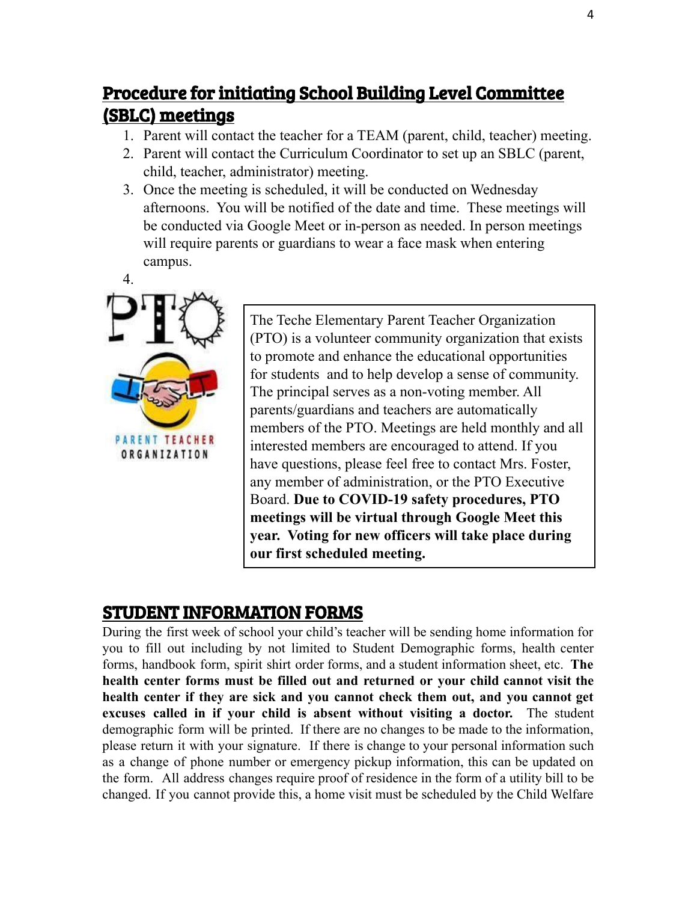## Procedure for initiating School Building Level Committee (SBLC) meetings

1. Parent will contact the teacher for a TEAM (parent, child, teacher) meeting.
2. Parent will contact the Curriculum Coordinator to set up an SBLC (parent, child, teacher, administrator) meeting.
3. Once the meeting is scheduled, it will be conducted on Wednesday afternoons. You will be notified of the date and time. These meetings will be conducted via Google Meet or in-person as needed. In person meetings will require parents or guardians to wear a face mask when entering campus.
4.

PTO

PARENT TEACHER ORGANIZATION

The Teche Elementary Parent Teacher Organization (PTO) is a volunteer community organization that exists to promote and enhance the educational opportunities for students and to help develop a sense of community. The principal serves as a non-voting member. All parents/guardians and teachers are automatically members of the PTO. Meetings are held monthly and all interested members are encouraged to attend. If you have questions, please feel free to contact Mrs. Foster, any member of administration, or the PTO Executive Board. **Due to COVID-19 safety procedures, PTO meetings will be virtual through Google Meet this year. Voting for new officers will take place during our first scheduled meeting.**

## STUDENT INFORMATION FORMS

During the first week of school your child's teacher will be sending home information for you to fill out including by not limited to Student Demographic forms, health center forms, handbook form, spirit shirt order forms, and a student information sheet, etc. **The health center forms must be filled out and returned or your child cannot visit the health center if they are sick and you cannot check them out, and you cannot get excuses called in if your child is absent without visiting a doctor.** The student demographic form will be printed. If there are no changes to be made to the information, please return it with your signature. If there is change to your personal information such as a change of phone number or emergency pickup information, this can be updated on the form. All address changes require proof of residence in the form of a utility bill to be changed. If you cannot provide this, a home visit must be scheduled by the Child Welfare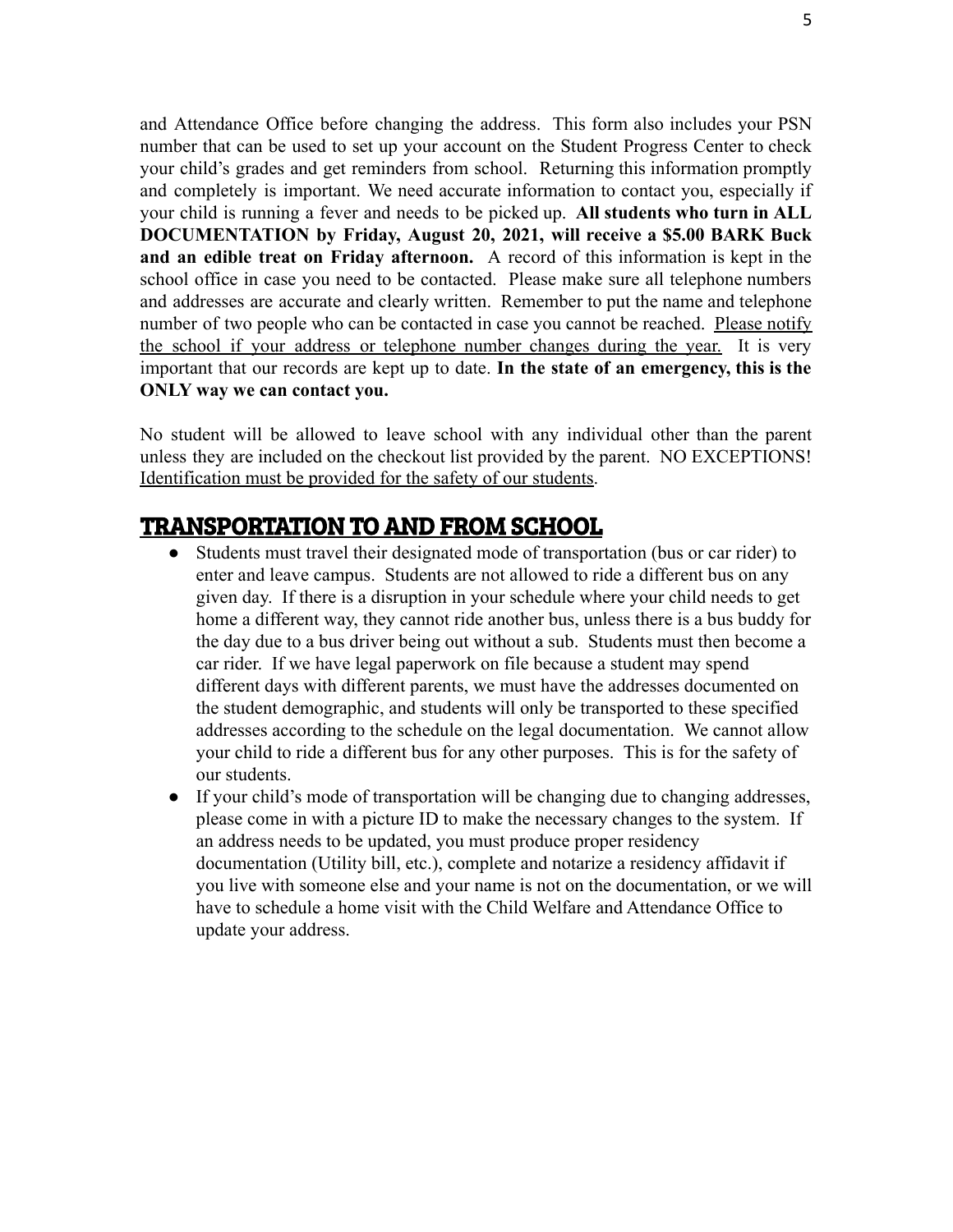and Attendance Office before changing the address. This form also includes your PSN number that can be used to set up your account on the Student Progress Center to check your child's grades and get reminders from school. Returning this information promptly and completely is important. We need accurate information to contact you, especially if your child is running a fever and needs to be picked up. **All students who turn in ALL DOCUMENTATION by Friday, August 20, 2021, will receive a $5.00 BARK Buck and an edible treat on Friday afternoon.** A record of this information is kept in the school office in case you need to be contacted. Please make sure all telephone numbers and addresses are accurate and clearly written. Remember to put the name and telephone number of two people who can be contacted in case you cannot be reached. <u>Please notify the school if your address or telephone number changes during the year.</u> It is very important that our records are kept up to date. **In the state of an emergency, this is the ONLY way we can contact you.**

No student will be allowed to leave school with any individual other than the parent unless they are included on the checkout list provided by the parent. NO EXCEPTIONS! <u>Identification must be provided for the safety of our students</u>.

## TRANSPORTATION TO AND FROM SCHOOL

- Students must travel their designated mode of transportation (bus or car rider) to enter and leave campus. Students are not allowed to ride a different bus on any given day. If there is a disruption in your schedule where your child needs to get home a different way, they cannot ride another bus, unless there is a bus buddy for the day due to a bus driver being out without a sub. Students must then become a car rider. If we have legal paperwork on file because a student may spend different days with different parents, we must have the addresses documented on the student demographic, and students will only be transported to these specified addresses according to the schedule on the legal documentation. We cannot allow your child to ride a different bus for any other purposes. This is for the safety of our students.
- If your child's mode of transportation will be changing due to changing addresses, please come in with a picture ID to make the necessary changes to the system. If an address needs to be updated, you must produce proper residency documentation (Utility bill, etc.), complete and notarize a residency affidavit if you live with someone else and your name is not on the documentation, or we will have to schedule a home visit with the Child Welfare and Attendance Office to update your address.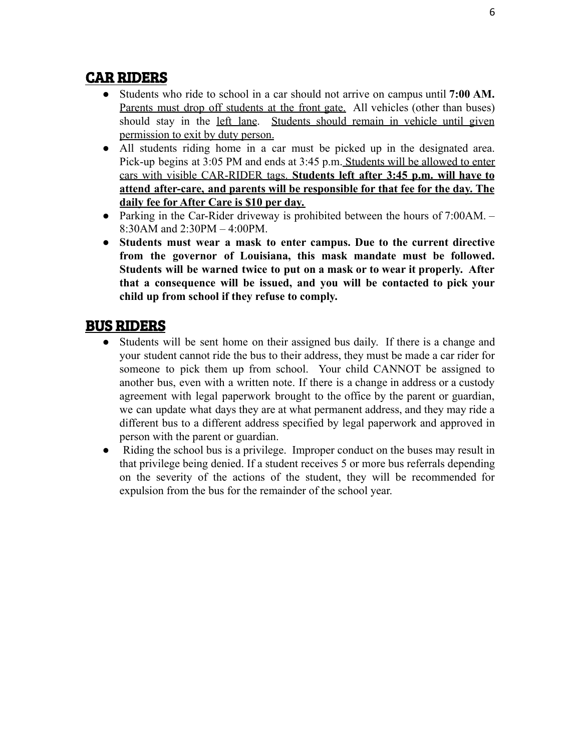## CAR RIDERS

- Students who ride to school in a car should not arrive on campus until **7:00 AM.** <u>Parents must drop off students at the front gate.</u> All vehicles (other than buses) should stay in the <u>left lane</u>. <u>Students should remain in vehicle until given permission to exit by duty person.</u>
- All students riding home in a car must be picked up in the designated area. Pick-up begins at 3:05 PM and ends at 3:45 p.m. <u>Students will be allowed to enter cars with visible CAR-RIDER tags.</u> **<u>Students left after 3:45 p.m. will have to attend after-care, and parents will be responsible for that fee for the day. The daily fee for After Care is $10 per day.</u>**
- Parking in the Car-Rider driveway is prohibited between the hours of 7:00AM. – 8:30AM and 2:30PM – 4:00PM.
- **Students must wear a mask to enter campus. Due to the current directive from the governor of Louisiana, this mask mandate must be followed. Students will be warned twice to put on a mask or to wear it properly. After that a consequence will be issued, and you will be contacted to pick your child up from school if they refuse to comply.**

## BUS RIDERS

- Students will be sent home on their assigned bus daily. If there is a change and your student cannot ride the bus to their address, they must be made a car rider for someone to pick them up from school. Your child CANNOT be assigned to another bus, even with a written note. If there is a change in address or a custody agreement with legal paperwork brought to the office by the parent or guardian, we can update what days they are at what permanent address, and they may ride a different bus to a different address specified by legal paperwork and approved in person with the parent or guardian.
- Riding the school bus is a privilege. Improper conduct on the buses may result in that privilege being denied. If a student receives 5 or more bus referrals depending on the severity of the actions of the student, they will be recommended for expulsion from the bus for the remainder of the school year.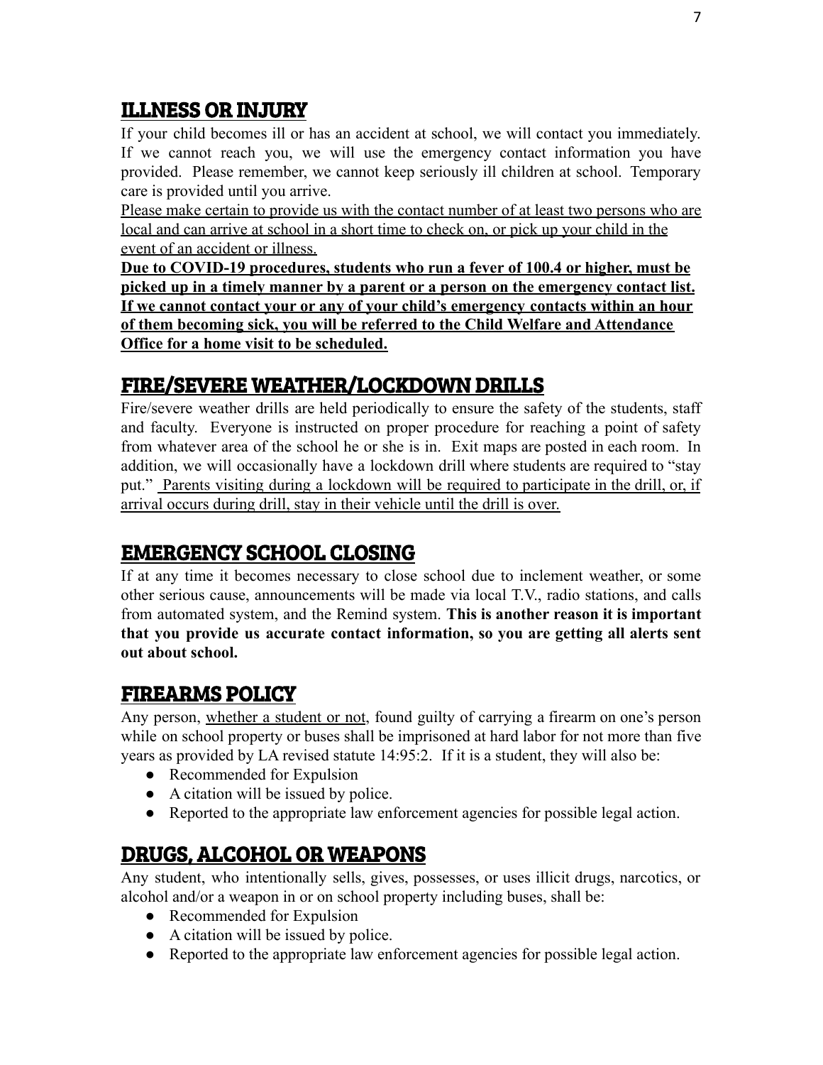## ILLNESS OR INJURY

If your child becomes ill or has an accident at school, we will contact you immediately. If we cannot reach you, we will use the emergency contact information you have provided. Please remember, we cannot keep seriously ill children at school. Temporary care is provided until you arrive.

Please make certain to provide us with the contact number of at least two persons who are local and can arrive at school in a short time to check on, or pick up your child in the event of an accident or illness.

**Due to COVID-19 procedures, students who run a fever of 100.4 or higher, must be picked up in a timely manner by a parent or a person on the emergency contact list. If we cannot contact your or any of your child's emergency contacts within an hour of them becoming sick, you will be referred to the Child Welfare and Attendance Office for a home visit to be scheduled.**

## FIRE/SEVERE WEATHER/LOCKDOWN DRILLS

Fire/severe weather drills are held periodically to ensure the safety of the students, staff and faculty. Everyone is instructed on proper procedure for reaching a point of safety from whatever area of the school he or she is in. Exit maps are posted in each room. In addition, we will occasionally have a lockdown drill where students are required to "stay put." Parents visiting during a lockdown will be required to participate in the drill, or, if arrival occurs during drill, stay in their vehicle until the drill is over.

## EMERGENCY SCHOOL CLOSING

If at any time it becomes necessary to close school due to inclement weather, or some other serious cause, announcements will be made via local T.V., radio stations, and calls from automated system, and the Remind system. **This is another reason it is important that you provide us accurate contact information, so you are getting all alerts sent out about school.**

## FIREARMS POLICY

Any person, whether a student or not, found guilty of carrying a firearm on one's person while on school property or buses shall be imprisoned at hard labor for not more than five years as provided by LA revised statute 14:95:2. If it is a student, they will also be:

- Recommended for Expulsion
- A citation will be issued by police.
- Reported to the appropriate law enforcement agencies for possible legal action.

## DRUGS, ALCOHOL OR WEAPONS

Any student, who intentionally sells, gives, possesses, or uses illicit drugs, narcotics, or alcohol and/or a weapon in or on school property including buses, shall be:

- Recommended for Expulsion
- A citation will be issued by police.
- Reported to the appropriate law enforcement agencies for possible legal action.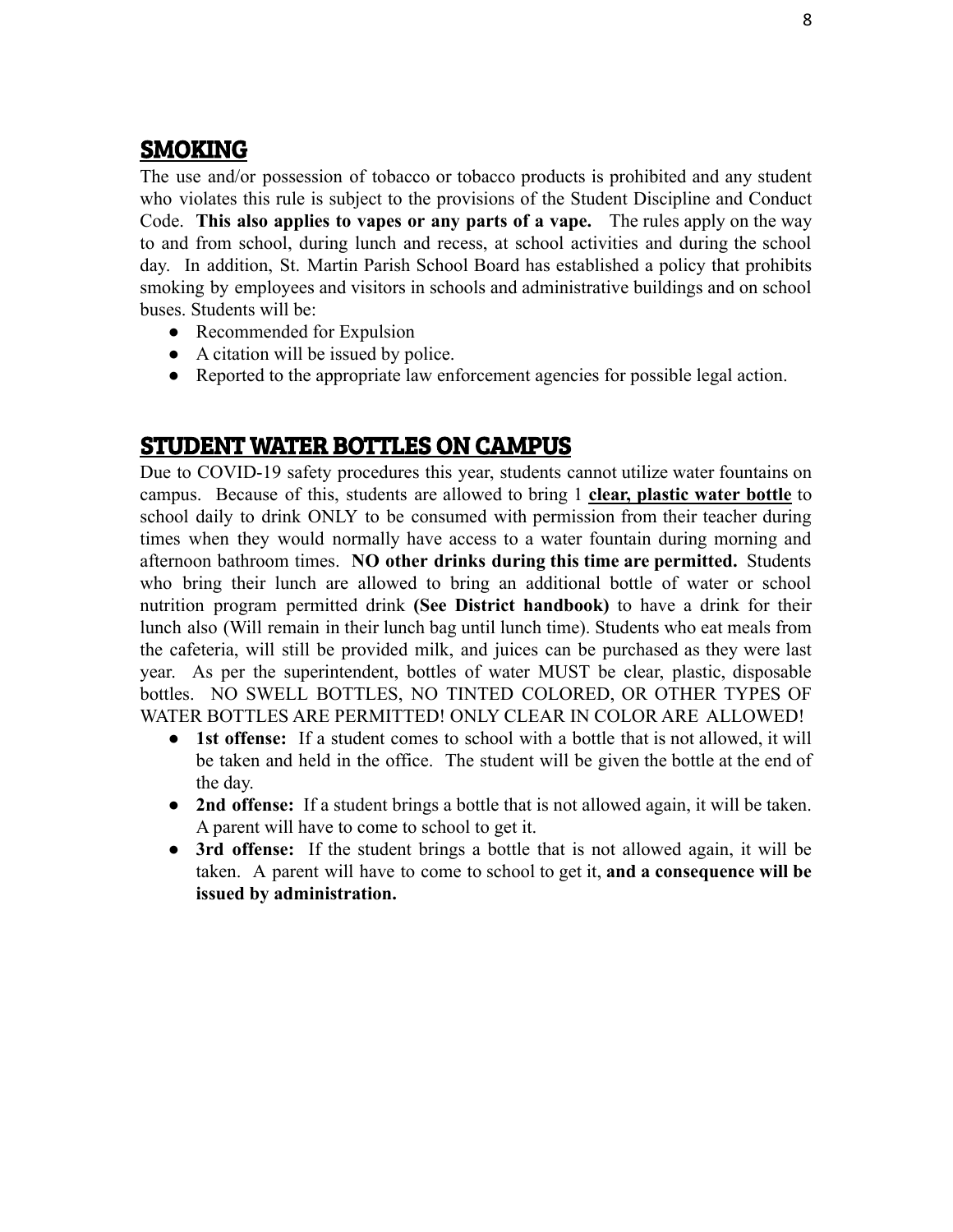## SMOKING

The use and/or possession of tobacco or tobacco products is prohibited and any student who violates this rule is subject to the provisions of the Student Discipline and Conduct Code. **This also applies to vapes or any parts of a vape.** The rules apply on the way to and from school, during lunch and recess, at school activities and during the school day. In addition, St. Martin Parish School Board has established a policy that prohibits smoking by employees and visitors in schools and administrative buildings and on school buses. Students will be:

- Recommended for Expulsion
- A citation will be issued by police.
- Reported to the appropriate law enforcement agencies for possible legal action.

## STUDENT WATER BOTTLES ON CAMPUS

Due to COVID-19 safety procedures this year, students cannot utilize water fountains on campus. Because of this, students are allowed to bring 1 **<u>clear, plastic water bottle</u>** to school daily to drink ONLY to be consumed with permission from their teacher during times when they would normally have access to a water fountain during morning and afternoon bathroom times. **NO other drinks during this time are permitted.** Students who bring their lunch are allowed to bring an additional bottle of water or school nutrition program permitted drink **(See District handbook)** to have a drink for their lunch also (Will remain in their lunch bag until lunch time). Students who eat meals from the cafeteria, will still be provided milk, and juices can be purchased as they were last year. As per the superintendent, bottles of water MUST be clear, plastic, disposable bottles. NO SWELL BOTTLES, NO TINTED COLORED, OR OTHER TYPES OF WATER BOTTLES ARE PERMITTED! ONLY CLEAR IN COLOR ARE ALLOWED!

- **1st offense:** If a student comes to school with a bottle that is not allowed, it will be taken and held in the office. The student will be given the bottle at the end of the day.
- **2nd offense:** If a student brings a bottle that is not allowed again, it will be taken. A parent will have to come to school to get it.
- **3rd offense:** If the student brings a bottle that is not allowed again, it will be taken. A parent will have to come to school to get it, **and a consequence will be issued by administration.**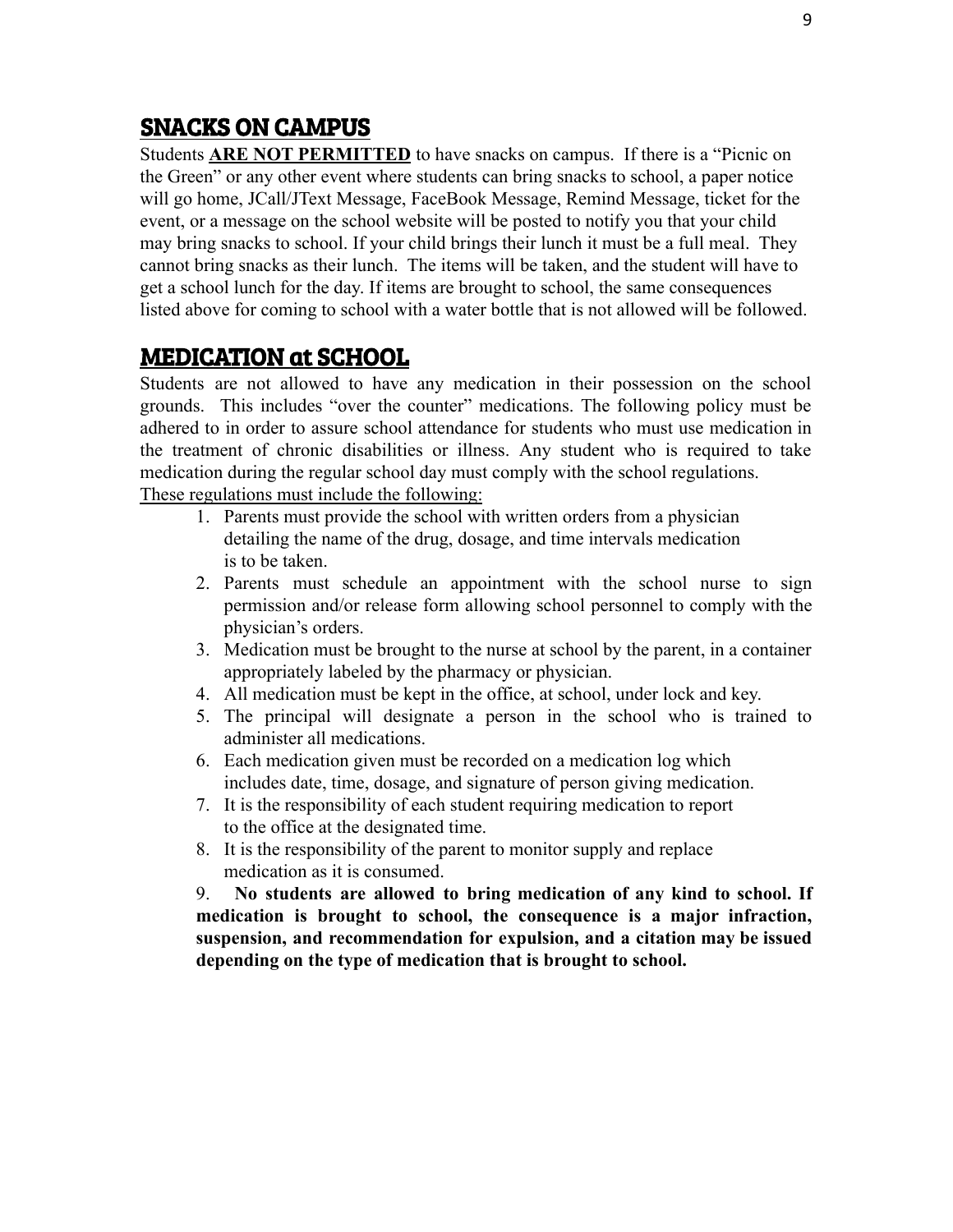## SNACKS ON CAMPUS

Students **ARE NOT PERMITTED** to have snacks on campus. If there is a "Picnic on the Green" or any other event where students can bring snacks to school, a paper notice will go home, JCall/JText Message, FaceBook Message, Remind Message, ticket for the event, or a message on the school website will be posted to notify you that your child may bring snacks to school. If your child brings their lunch it must be a full meal. They cannot bring snacks as their lunch. The items will be taken, and the student will have to get a school lunch for the day. If items are brought to school, the same consequences listed above for coming to school with a water bottle that is not allowed will be followed.

## MEDICATION at SCHOOL

Students are not allowed to have any medication in their possession on the school grounds. This includes "over the counter" medications. The following policy must be adhered to in order to assure school attendance for students who must use medication in the treatment of chronic disabilities or illness. Any student who is required to take medication during the regular school day must comply with the school regulations.

These regulations must include the following:

1. Parents must provide the school with written orders from a physician detailing the name of the drug, dosage, and time intervals medication is to be taken.
2. Parents must schedule an appointment with the school nurse to sign permission and/or release form allowing school personnel to comply with the physician's orders.
3. Medication must be brought to the nurse at school by the parent, in a container appropriately labeled by the pharmacy or physician.
4. All medication must be kept in the office, at school, under lock and key.
5. The principal will designate a person in the school who is trained to administer all medications.
6. Each medication given must be recorded on a medication log which includes date, time, dosage, and signature of person giving medication.
7. It is the responsibility of each student requiring medication to report to the office at the designated time.
8. It is the responsibility of the parent to monitor supply and replace medication as it is consumed.
9. **No students are allowed to bring medication of any kind to school. If medication is brought to school, the consequence is a major infraction, suspension, and recommendation for expulsion, and a citation may be issued depending on the type of medication that is brought to school.**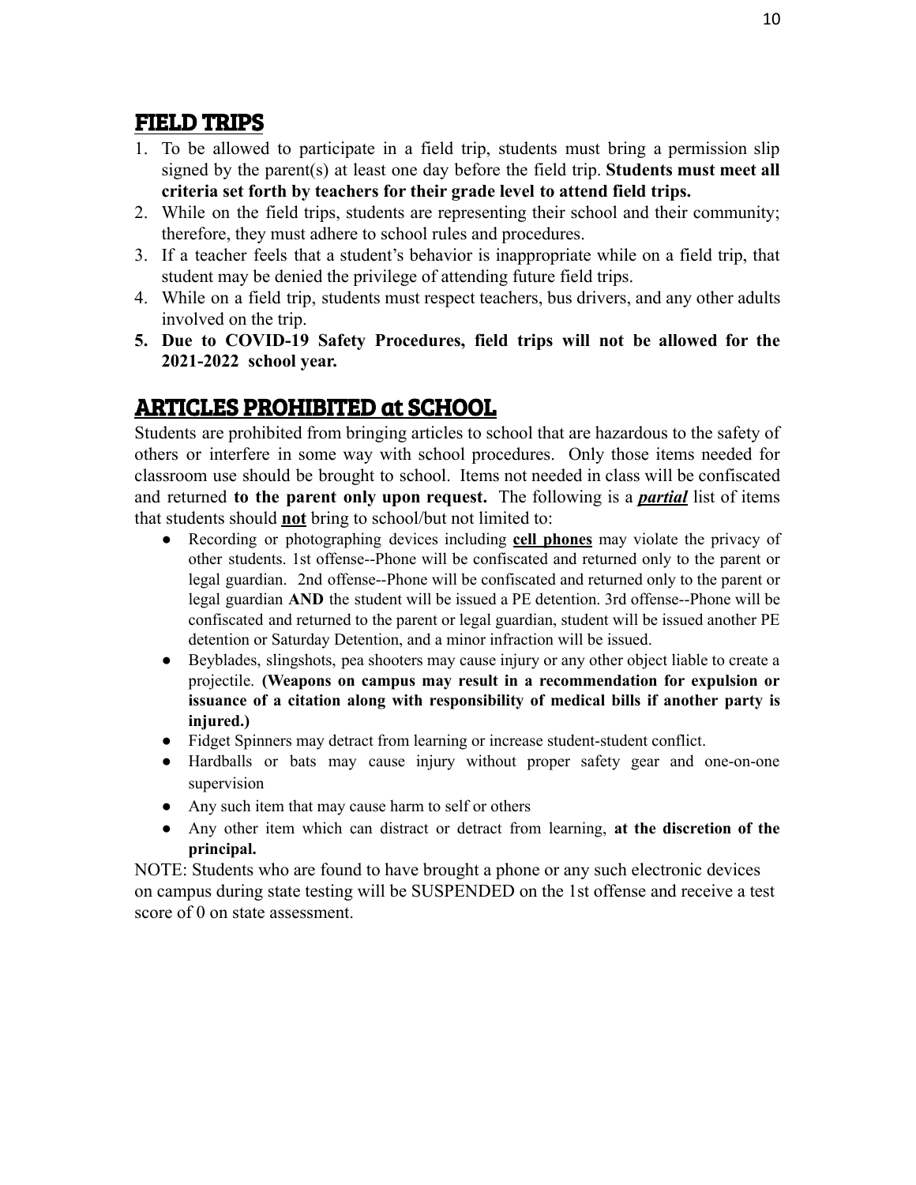## FIELD TRIPS

1. To be allowed to participate in a field trip, students must bring a permission slip signed by the parent(s) at least one day before the field trip. **Students must meet all criteria set forth by teachers for their grade level to attend field trips.**
2. While on the field trips, students are representing their school and their community; therefore, they must adhere to school rules and procedures.
3. If a teacher feels that a student's behavior is inappropriate while on a field trip, that student may be denied the privilege of attending future field trips.
4. While on a field trip, students must respect teachers, bus drivers, and any other adults involved on the trip.
5. **Due to COVID-19 Safety Procedures, field trips will not be allowed for the 2021-2022 school year.**

## ARTICLES PROHIBITED at SCHOOL

Students are prohibited from bringing articles to school that are hazardous to the safety of others or interfere in some way with school procedures. Only those items needed for classroom use should be brought to school. Items not needed in class will be confiscated and returned **to the parent only upon request.** The following is a ***partial*** list of items that students should **not** bring to school/but not limited to:

- Recording or photographing devices including **cell phones** may violate the privacy of other students. 1st offense--Phone will be confiscated and returned only to the parent or legal guardian. 2nd offense--Phone will be confiscated and returned only to the parent or legal guardian **AND** the student will be issued a PE detention. 3rd offense--Phone will be confiscated and returned to the parent or legal guardian, student will be issued another PE detention or Saturday Detention, and a minor infraction will be issued.
- Beyblades, slingshots, pea shooters may cause injury or any other object liable to create a projectile. **(Weapons on campus may result in a recommendation for expulsion or issuance of a citation along with responsibility of medical bills if another party is injured.)**
- Fidget Spinners may detract from learning or increase student-student conflict.
- Hardballs or bats may cause injury without proper safety gear and one-on-one supervision
- Any such item that may cause harm to self or others
- Any other item which can distract or detract from learning, **at the discretion of the principal.**

NOTE: Students who are found to have brought a phone or any such electronic devices on campus during state testing will be SUSPENDED on the 1st offense and receive a test score of 0 on state assessment.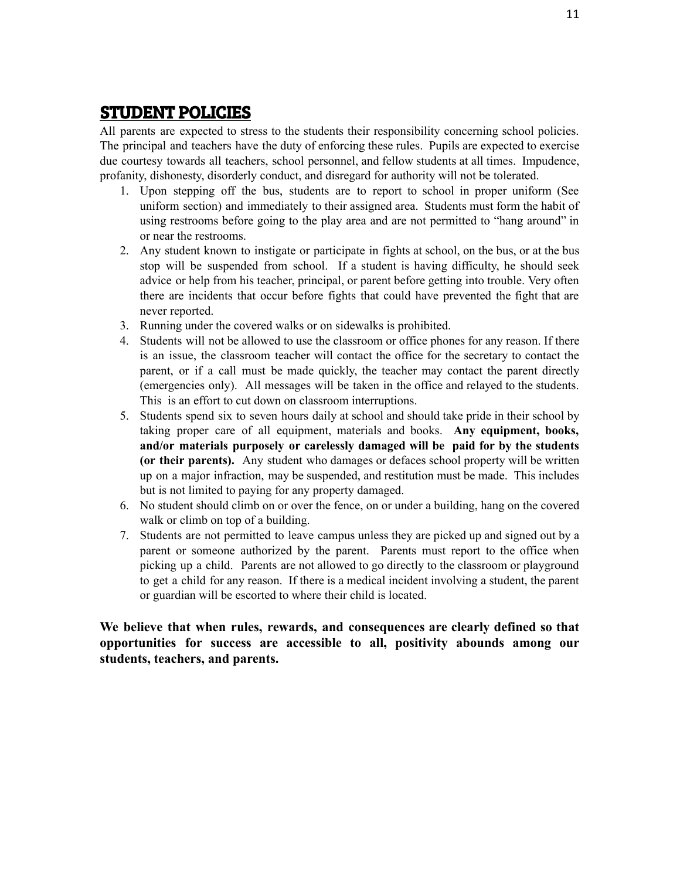## STUDENT POLICIES

All parents are expected to stress to the students their responsibility concerning school policies. The principal and teachers have the duty of enforcing these rules. Pupils are expected to exercise due courtesy towards all teachers, school personnel, and fellow students at all times. Impudence, profanity, dishonesty, disorderly conduct, and disregard for authority will not be tolerated.

1. Upon stepping off the bus, students are to report to school in proper uniform (See uniform section) and immediately to their assigned area. Students must form the habit of using restrooms before going to the play area and are not permitted to "hang around" in or near the restrooms.
2. Any student known to instigate or participate in fights at school, on the bus, or at the bus stop will be suspended from school. If a student is having difficulty, he should seek advice or help from his teacher, principal, or parent before getting into trouble. Very often there are incidents that occur before fights that could have prevented the fight that are never reported.
3. Running under the covered walks or on sidewalks is prohibited.
4. Students will not be allowed to use the classroom or office phones for any reason. If there is an issue, the classroom teacher will contact the office for the secretary to contact the parent, or if a call must be made quickly, the teacher may contact the parent directly (emergencies only). All messages will be taken in the office and relayed to the students. This is an effort to cut down on classroom interruptions.
5. Students spend six to seven hours daily at school and should take pride in their school by taking proper care of all equipment, materials and books. **Any equipment, books, and/or materials purposely or carelessly damaged will be paid for by the students (or their parents).** Any student who damages or defaces school property will be written up on a major infraction, may be suspended, and restitution must be made. This includes but is not limited to paying for any property damaged.
6. No student should climb on or over the fence, on or under a building, hang on the covered walk or climb on top of a building.
7. Students are not permitted to leave campus unless they are picked up and signed out by a parent or someone authorized by the parent. Parents must report to the office when picking up a child. Parents are not allowed to go directly to the classroom or playground to get a child for any reason. If there is a medical incident involving a student, the parent or guardian will be escorted to where their child is located.

**We believe that when rules, rewards, and consequences are clearly defined so that opportunities for success are accessible to all, positivity abounds among our students, teachers, and parents.**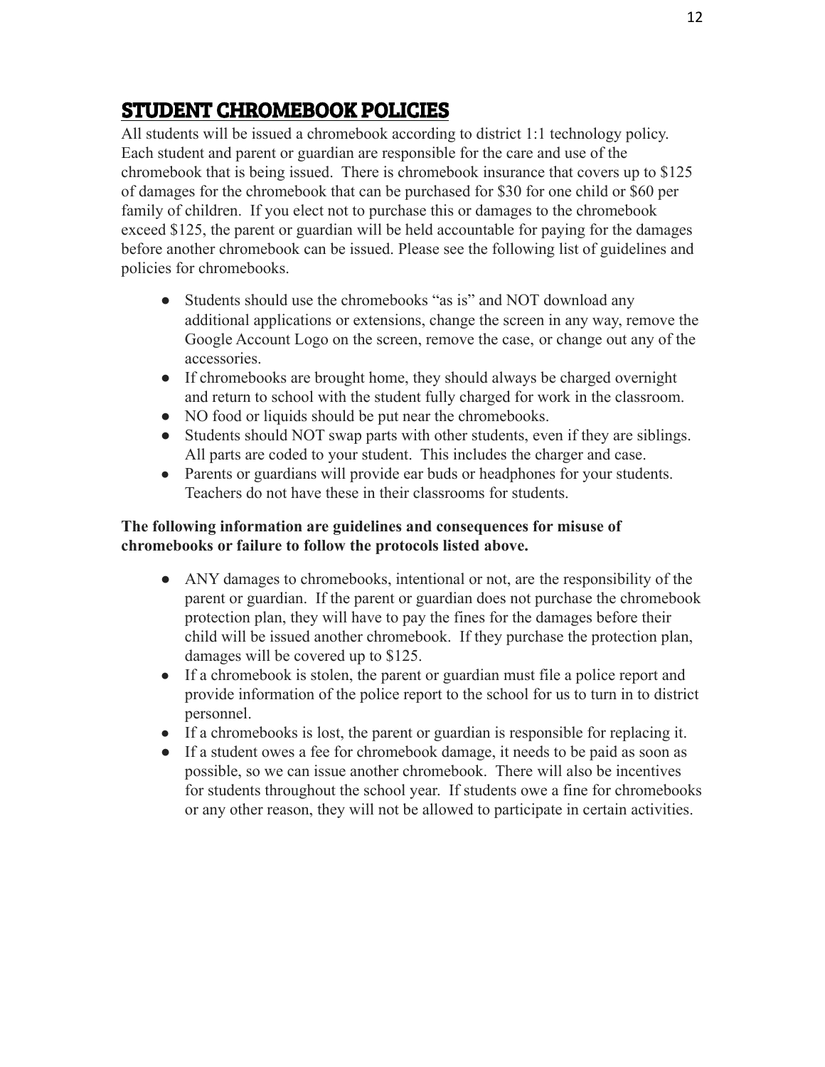## STUDENT CHROMEBOOK POLICIES

All students will be issued a chromebook according to district 1:1 technology policy. Each student and parent or guardian are responsible for the care and use of the chromebook that is being issued. There is chromebook insurance that covers up to $125 of damages for the chromebook that can be purchased for $30 for one child or $60 per family of children. If you elect not to purchase this or damages to the chromebook exceed $125, the parent or guardian will be held accountable for paying for the damages before another chromebook can be issued. Please see the following list of guidelines and policies for chromebooks.

- Students should use the chromebooks "as is" and NOT download any additional applications or extensions, change the screen in any way, remove the Google Account Logo on the screen, remove the case, or change out any of the accessories.
- If chromebooks are brought home, they should always be charged overnight and return to school with the student fully charged for work in the classroom.
- NO food or liquids should be put near the chromebooks.
- Students should NOT swap parts with other students, even if they are siblings. All parts are coded to your student. This includes the charger and case.
- Parents or guardians will provide ear buds or headphones for your students. Teachers do not have these in their classrooms for students.

**The following information are guidelines and consequences for misuse of chromebooks or failure to follow the protocols listed above.**

- ANY damages to chromebooks, intentional or not, are the responsibility of the parent or guardian. If the parent or guardian does not purchase the chromebook protection plan, they will have to pay the fines for the damages before their child will be issued another chromebook. If they purchase the protection plan, damages will be covered up to $125.
- If a chromebook is stolen, the parent or guardian must file a police report and provide information of the police report to the school for us to turn in to district personnel.
- If a chromebooks is lost, the parent or guardian is responsible for replacing it.
- If a student owes a fee for chromebook damage, it needs to be paid as soon as possible, so we can issue another chromebook. There will also be incentives for students throughout the school year. If students owe a fine for chromebooks or any other reason, they will not be allowed to participate in certain activities.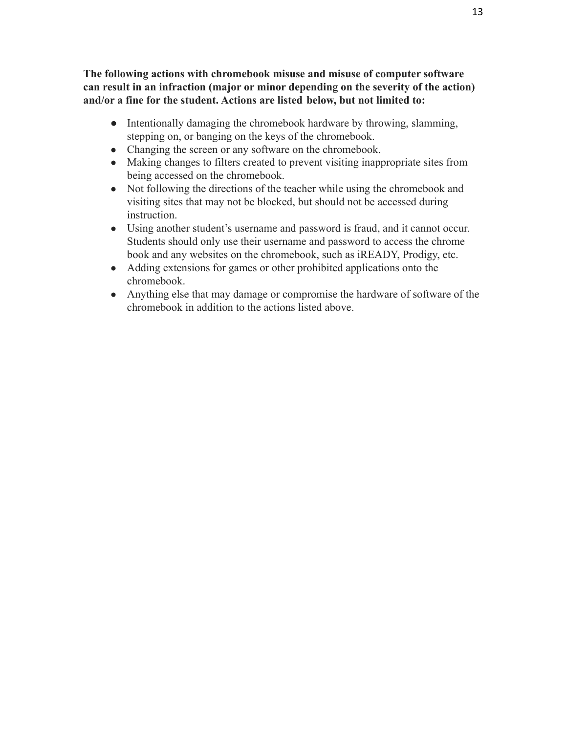**The following actions with chromebook misuse and misuse of computer software can result in an infraction (major or minor depending on the severity of the action) and/or a fine for the student. Actions are listed below, but not limited to:**

- Intentionally damaging the chromebook hardware by throwing, slamming, stepping on, or banging on the keys of the chromebook.
- Changing the screen or any software on the chromebook.
- Making changes to filters created to prevent visiting inappropriate sites from being accessed on the chromebook.
- Not following the directions of the teacher while using the chromebook and visiting sites that may not be blocked, but should not be accessed during instruction.
- Using another student's username and password is fraud, and it cannot occur. Students should only use their username and password to access the chrome book and any websites on the chromebook, such as iREADY, Prodigy, etc.
- Adding extensions for games or other prohibited applications onto the chromebook.
- Anything else that may damage or compromise the hardware of software of the chromebook in addition to the actions listed above.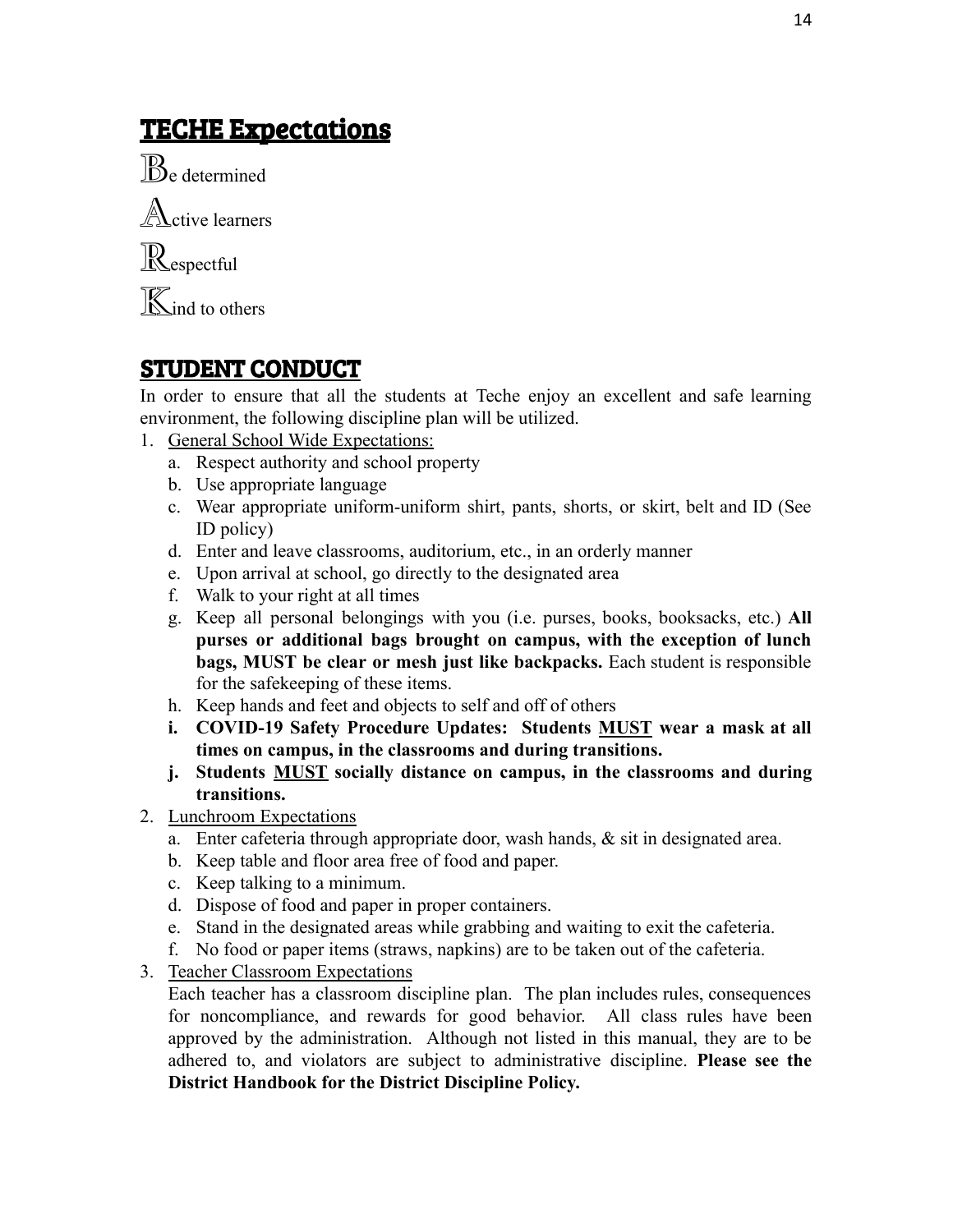## TECHE Expectations

**B**e determined

**A**ctive learners

**R**espectful

**K**ind to others

## STUDENT CONDUCT

In order to ensure that all the students at Teche enjoy an excellent and safe learning environment, the following discipline plan will be utilized.

1. General School Wide Expectations:
   a. Respect authority and school property
   b. Use appropriate language
   c. Wear appropriate uniform-uniform shirt, pants, shorts, or skirt, belt and ID (See ID policy)
   d. Enter and leave classrooms, auditorium, etc., in an orderly manner
   e. Upon arrival at school, go directly to the designated area
   f. Walk to your right at all times
   g. Keep all personal belongings with you (i.e. purses, books, booksacks, etc.) **All purses or additional bags brought on campus, with the exception of lunch bags, MUST be clear or mesh just like backpacks.** Each student is responsible for the safekeeping of these items.
   h. Keep hands and feet and objects to self and off of others
   **i. COVID-19 Safety Procedure Updates: Students MUST wear a mask at all times on campus, in the classrooms and during transitions.**
   **j. Students MUST socially distance on campus, in the classrooms and during transitions.**
2. Lunchroom Expectations
   a. Enter cafeteria through appropriate door, wash hands, & sit in designated area.
   b. Keep table and floor area free of food and paper.
   c. Keep talking to a minimum.
   d. Dispose of food and paper in proper containers.
   e. Stand in the designated areas while grabbing and waiting to exit the cafeteria.
   f. No food or paper items (straws, napkins) are to be taken out of the cafeteria.
3. Teacher Classroom Expectations
   Each teacher has a classroom discipline plan. The plan includes rules, consequences for noncompliance, and rewards for good behavior. All class rules have been approved by the administration. Although not listed in this manual, they are to be adhered to, and violators are subject to administrative discipline. **Please see the District Handbook for the District Discipline Policy.**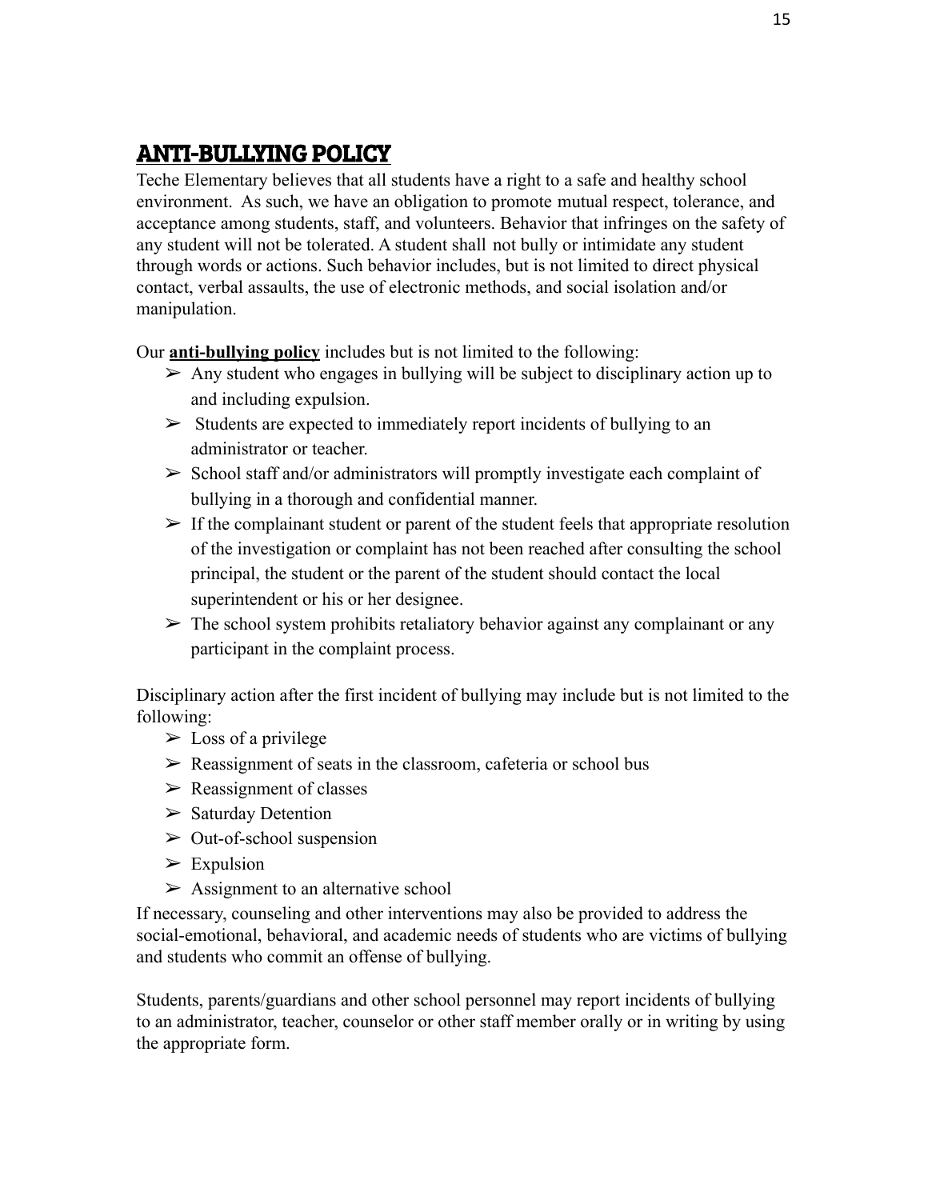## ANTI-BULLYING POLICY

Teche Elementary believes that all students have a right to a safe and healthy school environment. As such, we have an obligation to promote mutual respect, tolerance, and acceptance among students, staff, and volunteers. Behavior that infringes on the safety of any student will not be tolerated. A student shall not bully or intimidate any student through words or actions. Such behavior includes, but is not limited to direct physical contact, verbal assaults, the use of electronic methods, and social isolation and/or manipulation.

Our **anti-bullying policy** includes but is not limited to the following:

- Any student who engages in bullying will be subject to disciplinary action up to and including expulsion.
- Students are expected to immediately report incidents of bullying to an administrator or teacher.
- School staff and/or administrators will promptly investigate each complaint of bullying in a thorough and confidential manner.
- If the complainant student or parent of the student feels that appropriate resolution of the investigation or complaint has not been reached after consulting the school principal, the student or the parent of the student should contact the local superintendent or his or her designee.
- The school system prohibits retaliatory behavior against any complainant or any participant in the complaint process.

Disciplinary action after the first incident of bullying may include but is not limited to the following:

- Loss of a privilege
- Reassignment of seats in the classroom, cafeteria or school bus
- Reassignment of classes
- Saturday Detention
- Out-of-school suspension
- Expulsion
- Assignment to an alternative school

If necessary, counseling and other interventions may also be provided to address the social-emotional, behavioral, and academic needs of students who are victims of bullying and students who commit an offense of bullying.

Students, parents/guardians and other school personnel may report incidents of bullying to an administrator, teacher, counselor or other staff member orally or in writing by using the appropriate form.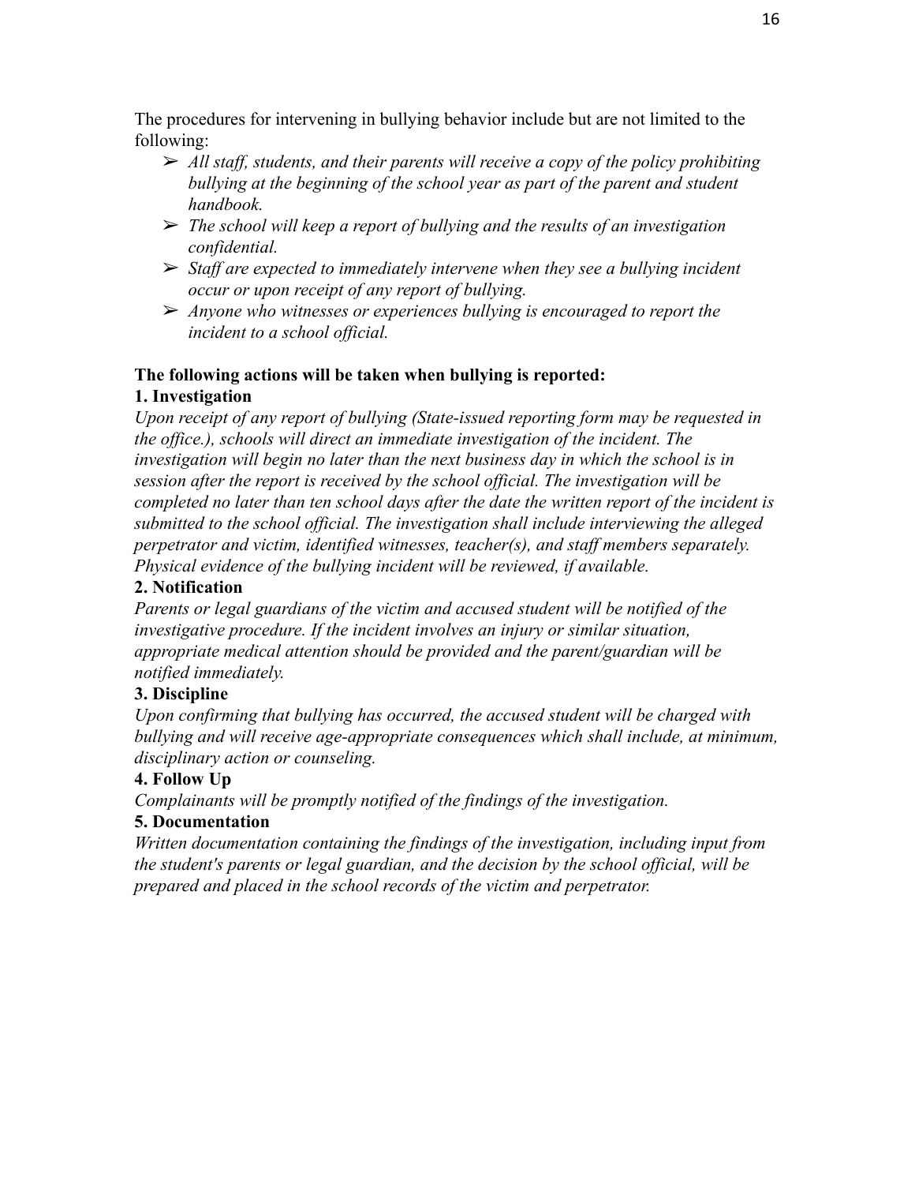The procedures for intervening in bullying behavior include but are not limited to the following:

- *All staff, students, and their parents will receive a copy of the policy prohibiting bullying at the beginning of the school year as part of the parent and student handbook.*
- *The school will keep a report of bullying and the results of an investigation confidential.*
- *Staff are expected to immediately intervene when they see a bullying incident occur or upon receipt of any report of bullying.*
- *Anyone who witnesses or experiences bullying is encouraged to report the incident to a school official.*

**The following actions will be taken when bullying is reported:**

**1. Investigation**

*Upon receipt of any report of bullying (State-issued reporting form may be requested in the office.), schools will direct an immediate investigation of the incident. The investigation will begin no later than the next business day in which the school is in session after the report is received by the school official. The investigation will be completed no later than ten school days after the date the written report of the incident is submitted to the school official. The investigation shall include interviewing the alleged perpetrator and victim, identified witnesses, teacher(s), and staff members separately. Physical evidence of the bullying incident will be reviewed, if available.*

**2. Notification**

*Parents or legal guardians of the victim and accused student will be notified of the investigative procedure. If the incident involves an injury or similar situation, appropriate medical attention should be provided and the parent/guardian will be notified immediately.*

**3. Discipline**

*Upon confirming that bullying has occurred, the accused student will be charged with bullying and will receive age-appropriate consequences which shall include, at minimum, disciplinary action or counseling.*

**4. Follow Up**

*Complainants will be promptly notified of the findings of the investigation.*

**5. Documentation**

*Written documentation containing the findings of the investigation, including input from the student's parents or legal guardian, and the decision by the school official, will be prepared and placed in the school records of the victim and perpetrator.*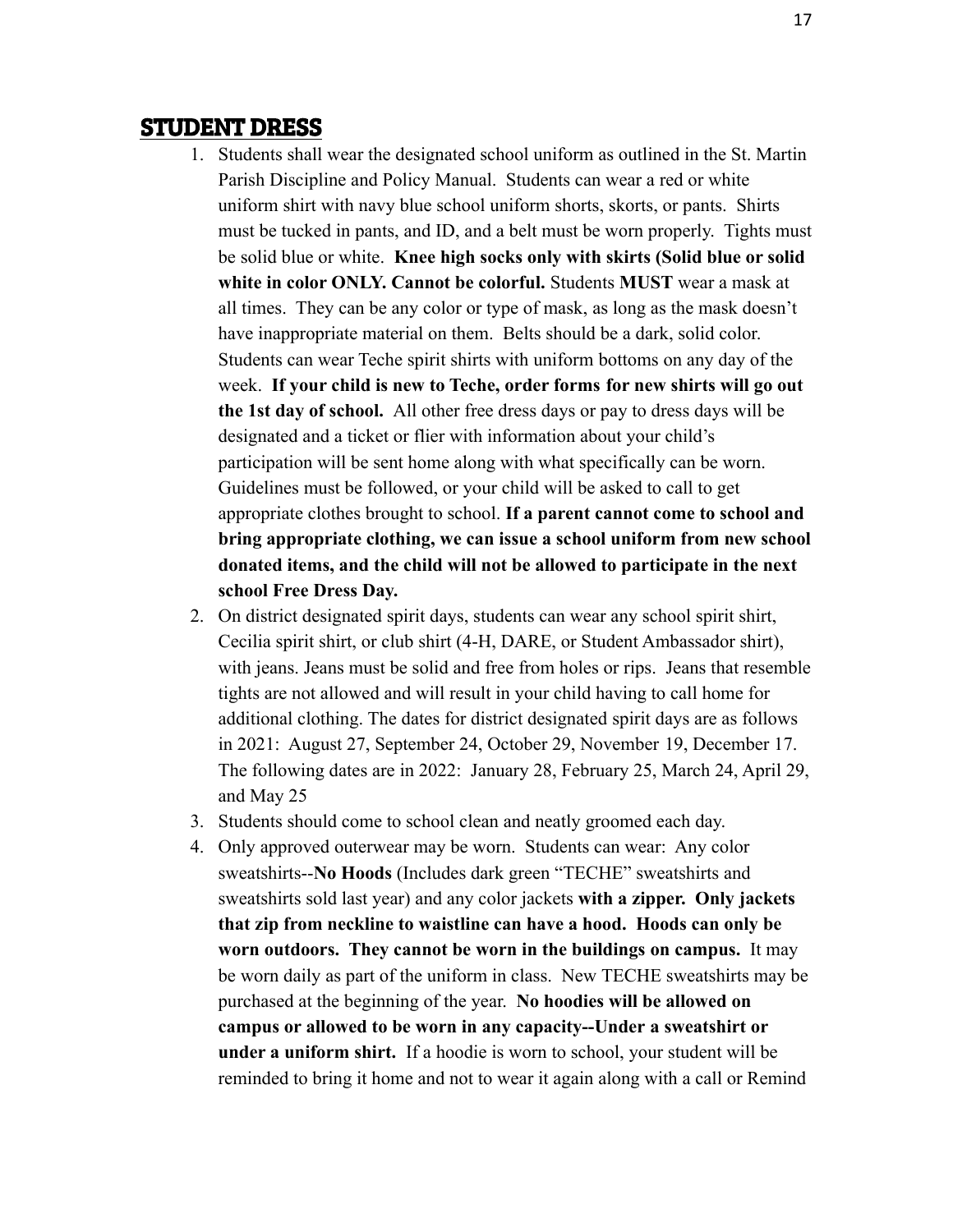## STUDENT DRESS

1. Students shall wear the designated school uniform as outlined in the St. Martin Parish Discipline and Policy Manual. Students can wear a red or white uniform shirt with navy blue school uniform shorts, skorts, or pants. Shirts must be tucked in pants, and ID, and a belt must be worn properly. Tights must be solid blue or white. **Knee high socks only with skirts (Solid blue or solid white in color ONLY. Cannot be colorful.** Students **MUST** wear a mask at all times. They can be any color or type of mask, as long as the mask doesn't have inappropriate material on them. Belts should be a dark, solid color. Students can wear Teche spirit shirts with uniform bottoms on any day of the week. **If your child is new to Teche, order forms for new shirts will go out the 1st day of school.** All other free dress days or pay to dress days will be designated and a ticket or flier with information about your child's participation will be sent home along with what specifically can be worn. Guidelines must be followed, or your child will be asked to call to get appropriate clothes brought to school. **If a parent cannot come to school and bring appropriate clothing, we can issue a school uniform from new school donated items, and the child will not be allowed to participate in the next school Free Dress Day.**
2. On district designated spirit days, students can wear any school spirit shirt, Cecilia spirit shirt, or club shirt (4-H, DARE, or Student Ambassador shirt), with jeans. Jeans must be solid and free from holes or rips. Jeans that resemble tights are not allowed and will result in your child having to call home for additional clothing. The dates for district designated spirit days are as follows in 2021: August 27, September 24, October 29, November 19, December 17. The following dates are in 2022: January 28, February 25, March 24, April 29, and May 25
3. Students should come to school clean and neatly groomed each day.
4. Only approved outerwear may be worn. Students can wear: Any color sweatshirts--**No Hoods** (Includes dark green "TECHE" sweatshirts and sweatshirts sold last year) and any color jackets **with a zipper. Only jackets that zip from neckline to waistline can have a hood. Hoods can only be worn outdoors. They cannot be worn in the buildings on campus.** It may be worn daily as part of the uniform in class. New TECHE sweatshirts may be purchased at the beginning of the year. **No hoodies will be allowed on campus or allowed to be worn in any capacity--Under a sweatshirt or under a uniform shirt.** If a hoodie is worn to school, your student will be reminded to bring it home and not to wear it again along with a call or Remind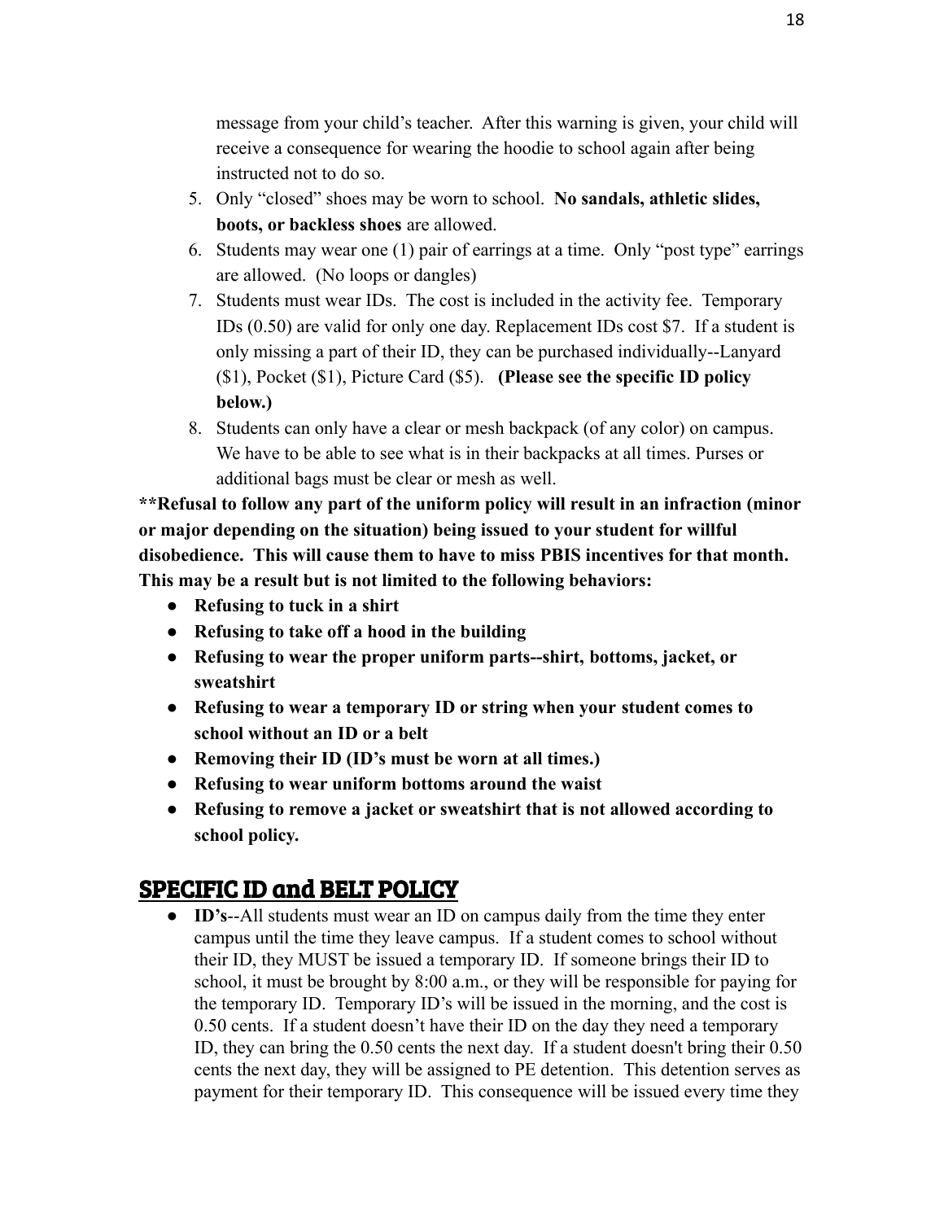message from your child's teacher. After this warning is given, your child will receive a consequence for wearing the hoodie to school again after being instructed not to do so.

5. Only "closed" shoes may be worn to school. **No sandals, athletic slides, boots, or backless shoes** are allowed.
6. Students may wear one (1) pair of earrings at a time. Only "post type" earrings are allowed. (No loops or dangles)
7. Students must wear IDs. The cost is included in the activity fee. Temporary IDs (0.50) are valid for only one day. Replacement IDs cost $7. If a student is only missing a part of their ID, they can be purchased individually--Lanyard ($1), Pocket ($1), Picture Card ($5). **(Please see the specific ID policy below.)**
8. Students can only have a clear or mesh backpack (of any color) on campus. We have to be able to see what is in their backpacks at all times. Purses or additional bags must be clear or mesh as well.

****Refusal to follow any part of the uniform policy will result in an infraction (minor or major depending on the situation) being issued to your student for willful disobedience. This will cause them to have to miss PBIS incentives for that month. This may be a result but is not limited to the following behaviors:**

- **Refusing to tuck in a shirt**
- **Refusing to take off a hood in the building**
- **Refusing to wear the proper uniform parts--shirt, bottoms, jacket, or sweatshirt**
- **Refusing to wear a temporary ID or string when your student comes to school without an ID or a belt**
- **Removing their ID (ID's must be worn at all times.)**
- **Refusing to wear uniform bottoms around the waist**
- **Refusing to remove a jacket or sweatshirt that is not allowed according to school policy.**

## SPECIFIC ID and BELT POLICY

- **ID's**--All students must wear an ID on campus daily from the time they enter campus until the time they leave campus. If a student comes to school without their ID, they MUST be issued a temporary ID. If someone brings their ID to school, it must be brought by 8:00 a.m., or they will be responsible for paying for the temporary ID. Temporary ID's will be issued in the morning, and the cost is 0.50 cents. If a student doesn't have their ID on the day they need a temporary ID, they can bring the 0.50 cents the next day. If a student doesn't bring their 0.50 cents the next day, they will be assigned to PE detention. This detention serves as payment for their temporary ID. This consequence will be issued every time they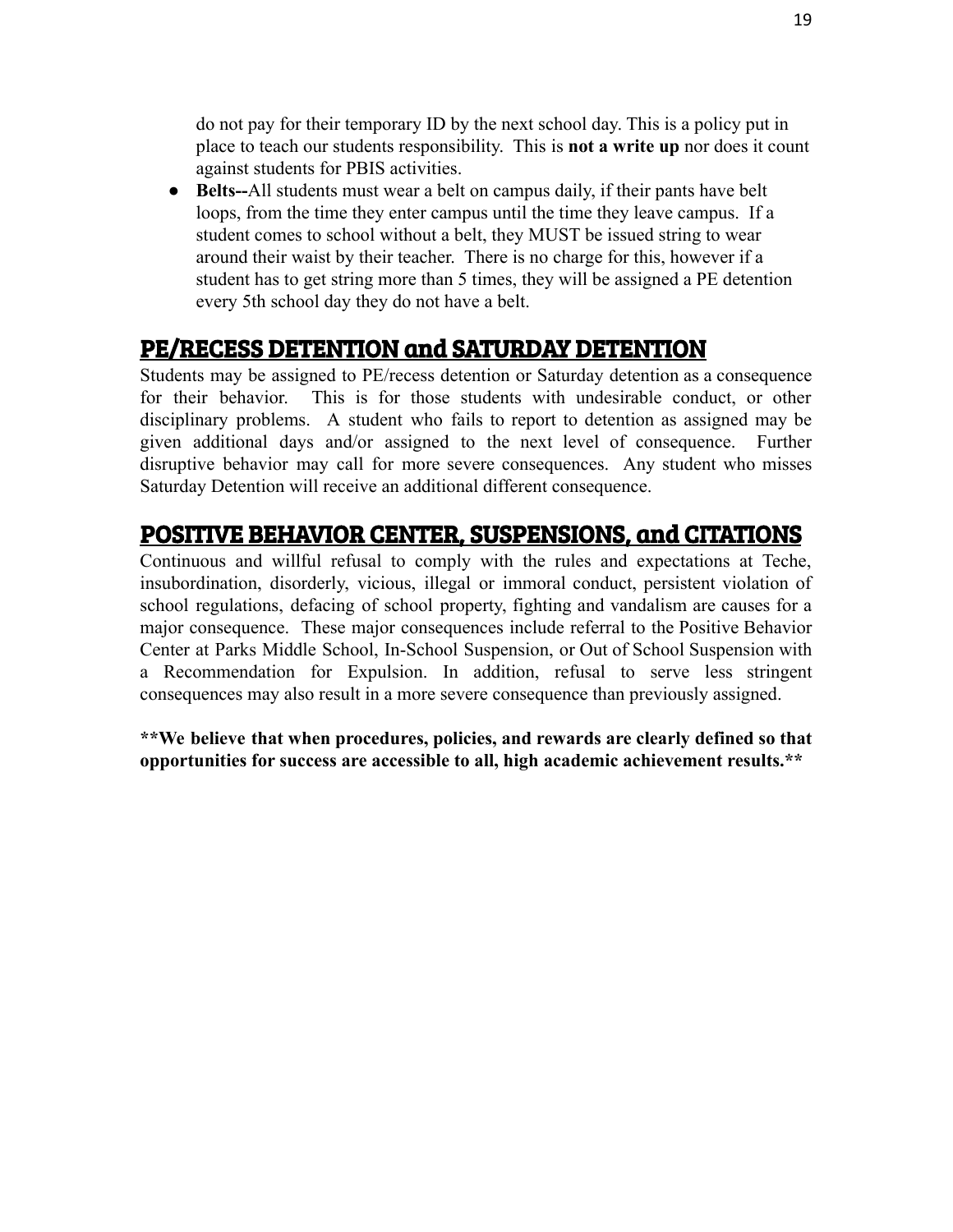do not pay for their temporary ID by the next school day. This is a policy put in place to teach our students responsibility. This is **not a write up** nor does it count against students for PBIS activities.

- **Belts--**All students must wear a belt on campus daily, if their pants have belt loops, from the time they enter campus until the time they leave campus. If a student comes to school without a belt, they MUST be issued string to wear around their waist by their teacher. There is no charge for this, however if a student has to get string more than 5 times, they will be assigned a PE detention every 5th school day they do not have a belt.

## PE/RECESS DETENTION and SATURDAY DETENTION

Students may be assigned to PE/recess detention or Saturday detention as a consequence for their behavior. This is for those students with undesirable conduct, or other disciplinary problems. A student who fails to report to detention as assigned may be given additional days and/or assigned to the next level of consequence. Further disruptive behavior may call for more severe consequences. Any student who misses Saturday Detention will receive an additional different consequence.

## POSITIVE BEHAVIOR CENTER, SUSPENSIONS, and CITATIONS

Continuous and willful refusal to comply with the rules and expectations at Teche, insubordination, disorderly, vicious, illegal or immoral conduct, persistent violation of school regulations, defacing of school property, fighting and vandalism are causes for a major consequence. These major consequences include referral to the Positive Behavior Center at Parks Middle School, In-School Suspension, or Out of School Suspension with a Recommendation for Expulsion. In addition, refusal to serve less stringent consequences may also result in a more severe consequence than previously assigned.

**\*\*We believe that when procedures, policies, and rewards are clearly defined so that opportunities for success are accessible to all, high academic achievement results.\*\***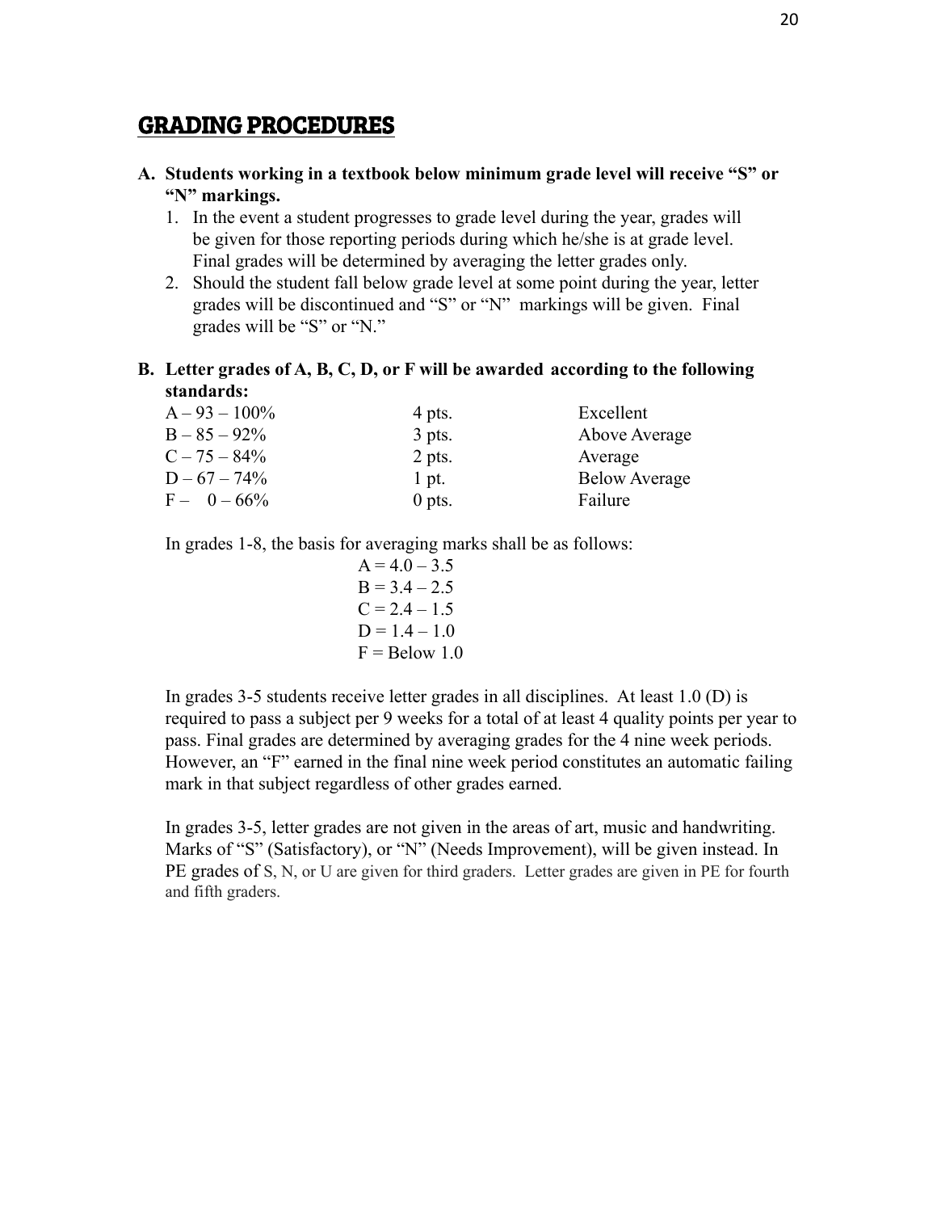## GRADING PROCEDURES

**A. Students working in a textbook below minimum grade level will receive "S" or "N" markings.**

1. In the event a student progresses to grade level during the year, grades will be given for those reporting periods during which he/she is at grade level. Final grades will be determined by averaging the letter grades only.
2. Should the student fall below grade level at some point during the year, letter grades will be discontinued and "S" or "N" markings will be given. Final grades will be "S" or "N."

**B. Letter grades of A, B, C, D, or F will be awarded according to the following standards:**

| | | |
|---|---|---|
| A – 93 – 100% | 4 pts. | Excellent |
| B – 85 – 92% | 3 pts. | Above Average |
| C – 75 – 84% | 2 pts. | Average |
| D – 67 – 74% | 1 pt. | Below Average |
| F – 0 – 66% | 0 pts. | Failure |

In grades 1-8, the basis for averaging marks shall be as follows:

A = 4.0 – 3.5
B = 3.4 – 2.5
C = 2.4 – 1.5
D = 1.4 – 1.0
F = Below 1.0

In grades 3-5 students receive letter grades in all disciplines. At least 1.0 (D) is required to pass a subject per 9 weeks for a total of at least 4 quality points per year to pass. Final grades are determined by averaging grades for the 4 nine week periods. However, an "F" earned in the final nine week period constitutes an automatic failing mark in that subject regardless of other grades earned.

In grades 3-5, letter grades are not given in the areas of art, music and handwriting. Marks of "S" (Satisfactory), or "N" (Needs Improvement), will be given instead. In PE grades of S, N, or U are given for third graders. Letter grades are given in PE for fourth and fifth graders.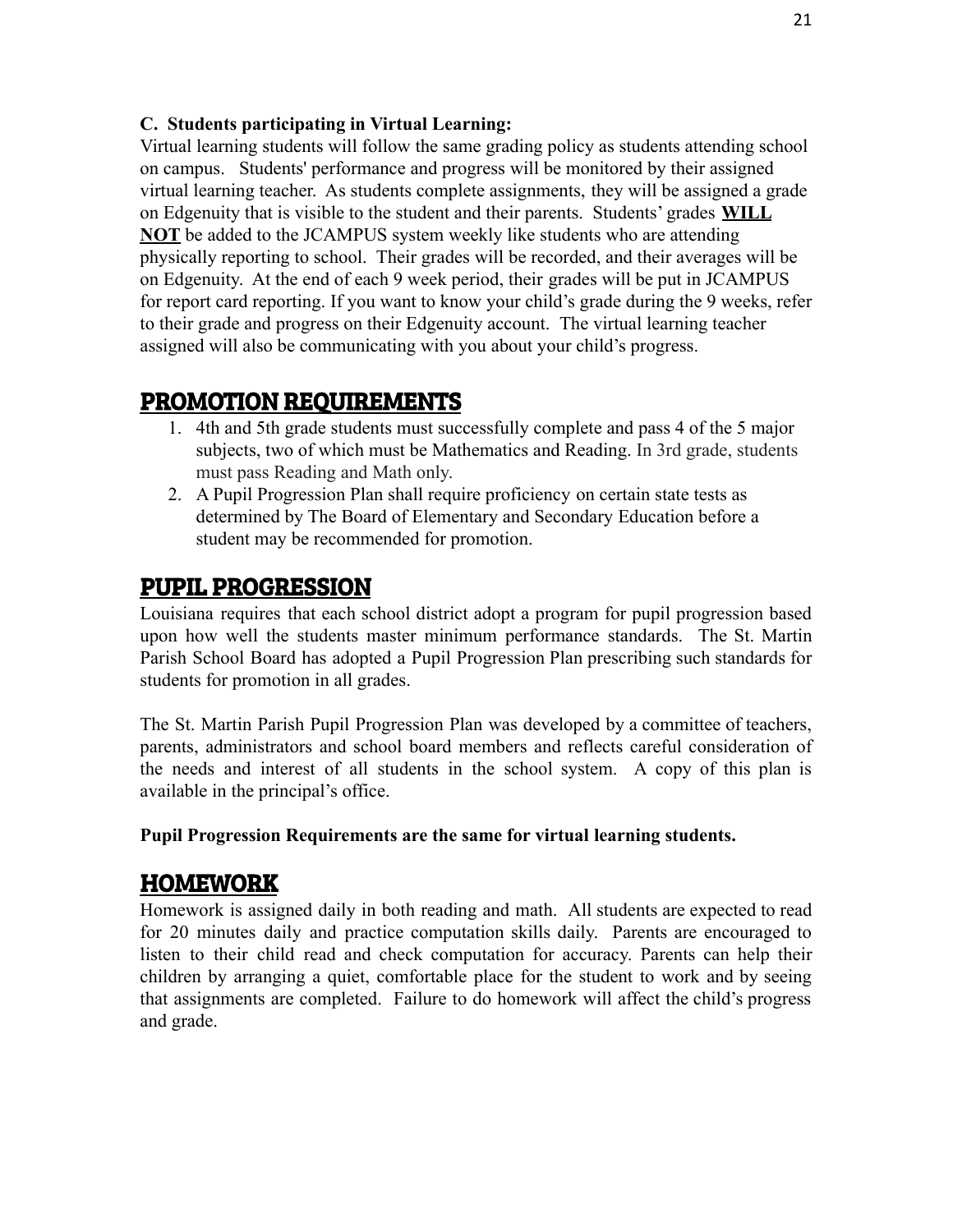**C. Students participating in Virtual Learning:**

Virtual learning students will follow the same grading policy as students attending school on campus. Students' performance and progress will be monitored by their assigned virtual learning teacher. As students complete assignments, they will be assigned a grade on Edgenuity that is visible to the student and their parents. Students' grades **WILL NOT** be added to the JCAMPUS system weekly like students who are attending physically reporting to school. Their grades will be recorded, and their averages will be on Edgenuity. At the end of each 9 week period, their grades will be put in JCAMPUS for report card reporting. If you want to know your child's grade during the 9 weeks, refer to their grade and progress on their Edgenuity account. The virtual learning teacher assigned will also be communicating with you about your child's progress.

## PROMOTION REQUIREMENTS

1. 4th and 5th grade students must successfully complete and pass 4 of the 5 major subjects, two of which must be Mathematics and Reading. In 3rd grade, students must pass Reading and Math only.
2. A Pupil Progression Plan shall require proficiency on certain state tests as determined by The Board of Elementary and Secondary Education before a student may be recommended for promotion.

## PUPIL PROGRESSION

Louisiana requires that each school district adopt a program for pupil progression based upon how well the students master minimum performance standards. The St. Martin Parish School Board has adopted a Pupil Progression Plan prescribing such standards for students for promotion in all grades.

The St. Martin Parish Pupil Progression Plan was developed by a committee of teachers, parents, administrators and school board members and reflects careful consideration of the needs and interest of all students in the school system. A copy of this plan is available in the principal's office.

**Pupil Progression Requirements are the same for virtual learning students.**

## HOMEWORK

Homework is assigned daily in both reading and math. All students are expected to read for 20 minutes daily and practice computation skills daily. Parents are encouraged to listen to their child read and check computation for accuracy. Parents can help their children by arranging a quiet, comfortable place for the student to work and by seeing that assignments are completed. Failure to do homework will affect the child's progress and grade.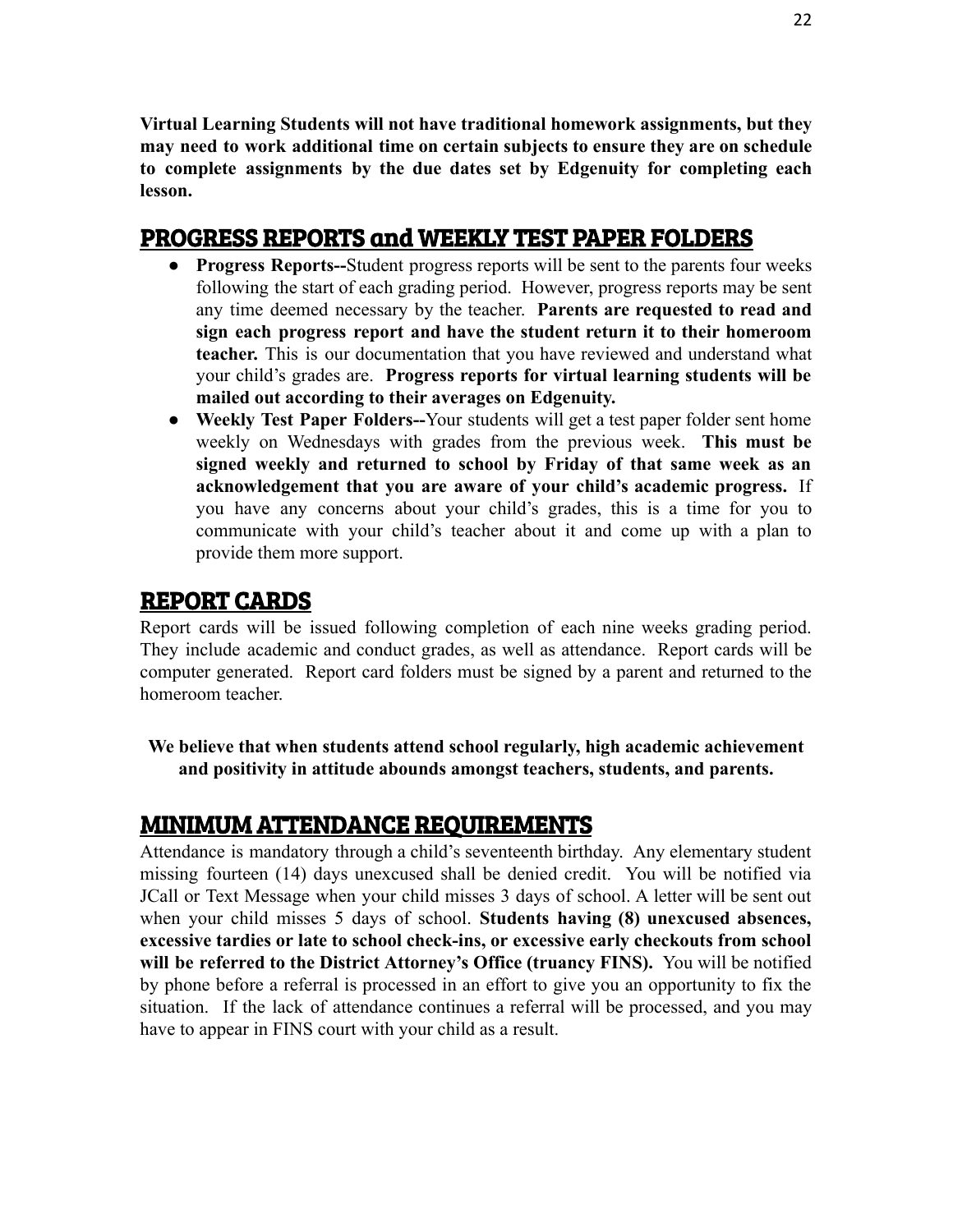**Virtual Learning Students will not have traditional homework assignments, but they may need to work additional time on certain subjects to ensure they are on schedule to complete assignments by the due dates set by Edgenuity for completing each lesson.**

## PROGRESS REPORTS and WEEKLY TEST PAPER FOLDERS

- **Progress Reports--**Student progress reports will be sent to the parents four weeks following the start of each grading period. However, progress reports may be sent any time deemed necessary by the teacher. **Parents are requested to read and sign each progress report and have the student return it to their homeroom teacher.** This is our documentation that you have reviewed and understand what your child's grades are. **Progress reports for virtual learning students will be mailed out according to their averages on Edgenuity.**
- **Weekly Test Paper Folders--**Your students will get a test paper folder sent home weekly on Wednesdays with grades from the previous week. **This must be signed weekly and returned to school by Friday of that same week as an acknowledgement that you are aware of your child's academic progress.** If you have any concerns about your child's grades, this is a time for you to communicate with your child's teacher about it and come up with a plan to provide them more support.

## REPORT CARDS

Report cards will be issued following completion of each nine weeks grading period. They include academic and conduct grades, as well as attendance. Report cards will be computer generated. Report card folders must be signed by a parent and returned to the homeroom teacher.

**We believe that when students attend school regularly, high academic achievement and positivity in attitude abounds amongst teachers, students, and parents.**

## MINIMUM ATTENDANCE REQUIREMENTS

Attendance is mandatory through a child's seventeenth birthday. Any elementary student missing fourteen (14) days unexcused shall be denied credit. You will be notified via JCall or Text Message when your child misses 3 days of school. A letter will be sent out when your child misses 5 days of school. **Students having (8) unexcused absences, excessive tardies or late to school check-ins, or excessive early checkouts from school will be referred to the District Attorney's Office (truancy FINS).** You will be notified by phone before a referral is processed in an effort to give you an opportunity to fix the situation. If the lack of attendance continues a referral will be processed, and you may have to appear in FINS court with your child as a result.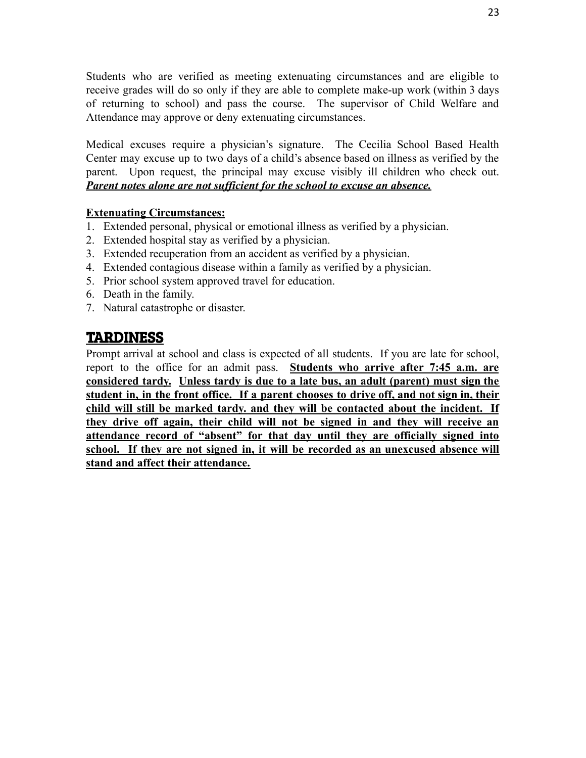Students who are verified as meeting extenuating circumstances and are eligible to receive grades will do so only if they are able to complete make-up work (within 3 days of returning to school) and pass the course. The supervisor of Child Welfare and Attendance may approve or deny extenuating circumstances.

Medical excuses require a physician's signature. The Cecilia School Based Health Center may excuse up to two days of a child's absence based on illness as verified by the parent. Upon request, the principal may excuse visibly ill children who check out. <u>***Parent notes alone are not sufficient for the school to excuse an absence.***</u>

<u>**Extenuating Circumstances:**</u>

1. Extended personal, physical or emotional illness as verified by a physician.
2. Extended hospital stay as verified by a physician.
3. Extended recuperation from an accident as verified by a physician.
4. Extended contagious disease within a family as verified by a physician.
5. Prior school system approved travel for education.
6. Death in the family.
7. Natural catastrophe or disaster.

## TARDINESS

Prompt arrival at school and class is expected of all students. If you are late for school, report to the office for an admit pass. <u>**Students who arrive after 7:45 a.m. are considered tardy.**</u> <u>**Unless tardy is due to a late bus, an adult (parent) must sign the student in, in the front office. If a parent chooses to drive off, and not sign in, their child will still be marked tardy. and they will be contacted about the incident. If they drive off again, their child will not be signed in and they will receive an attendance record of "absent" for that day until they are officially signed into school. If they are not signed in, it will be recorded as an unexcused absence will stand and affect their attendance.**</u>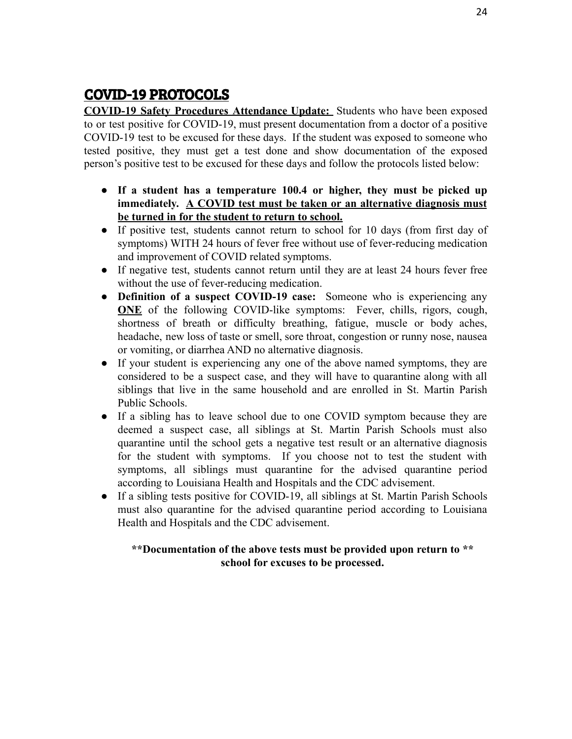## COVID-19 PROTOCOLS

**<u>COVID-19 Safety Procedures Attendance Update:</u>** Students who have been exposed to or test positive for COVID-19, must present documentation from a doctor of a positive COVID-19 test to be excused for these days. If the student was exposed to someone who tested positive, they must get a test done and show documentation of the exposed person's positive test to be excused for these days and follow the protocols listed below:

- **If a student has a temperature 100.4 or higher, they must be picked up immediately. <u>A COVID test must be taken or an alternative diagnosis must be turned in for the student to return to school.</u>**
- If positive test, students cannot return to school for 10 days (from first day of symptoms) WITH 24 hours of fever free without use of fever-reducing medication and improvement of COVID related symptoms.
- If negative test, students cannot return until they are at least 24 hours fever free without the use of fever-reducing medication.
- **Definition of a suspect COVID-19 case:** Someone who is experiencing any **<u>ONE</u>** of the following COVID-like symptoms: Fever, chills, rigors, cough, shortness of breath or difficulty breathing, fatigue, muscle or body aches, headache, new loss of taste or smell, sore throat, congestion or runny nose, nausea or vomiting, or diarrhea AND no alternative diagnosis.
- If your student is experiencing any one of the above named symptoms, they are considered to be a suspect case, and they will have to quarantine along with all siblings that live in the same household and are enrolled in St. Martin Parish Public Schools.
- If a sibling has to leave school due to one COVID symptom because they are deemed a suspect case, all siblings at St. Martin Parish Schools must also quarantine until the school gets a negative test result or an alternative diagnosis for the student with symptoms. If you choose not to test the student with symptoms, all siblings must quarantine for the advised quarantine period according to Louisiana Health and Hospitals and the CDC advisement.
- If a sibling tests positive for COVID-19, all siblings at St. Martin Parish Schools must also quarantine for the advised quarantine period according to Louisiana Health and Hospitals and the CDC advisement.

**\*\*Documentation of the above tests must be provided upon return to \*\* school for excuses to be processed.**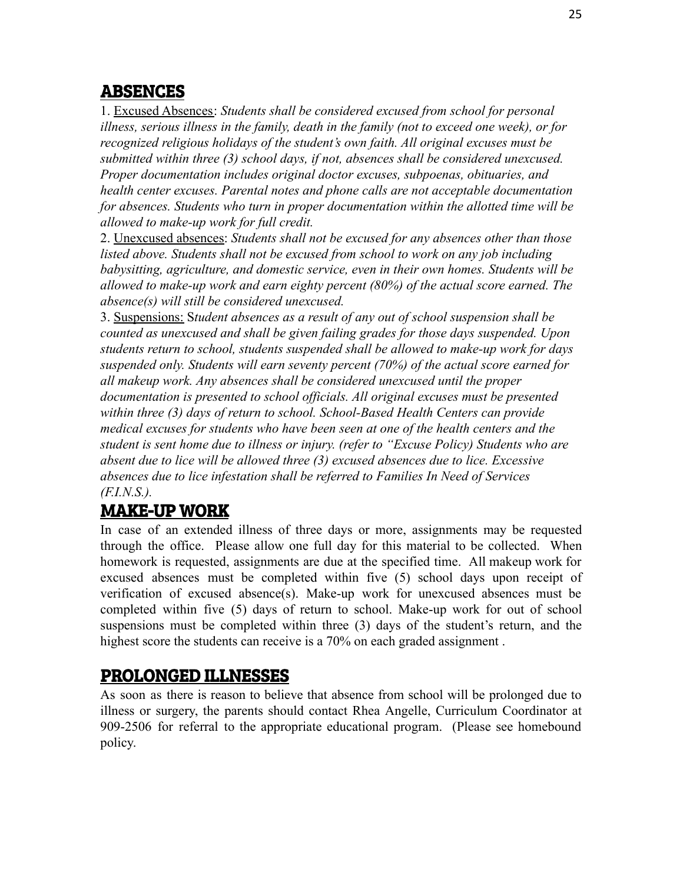## ABSENCES

1. Excused Absences: *Students shall be considered excused from school for personal illness, serious illness in the family, death in the family (not to exceed one week), or for recognized religious holidays of the student's own faith. All original excuses must be submitted within three (3) school days, if not, absences shall be considered unexcused. Proper documentation includes original doctor excuses, subpoenas, obituaries, and health center excuses. Parental notes and phone calls are not acceptable documentation for absences. Students who turn in proper documentation within the allotted time will be allowed to make-up work for full credit.*

2. Unexcused absences: *Students shall not be excused for any absences other than those listed above. Students shall not be excused from school to work on any job including babysitting, agriculture, and domestic service, even in their own homes. Students will be allowed to make-up work and earn eighty percent (80%) of the actual score earned. The absence(s) will still be considered unexcused.*

3. Suspensions: S*tudent absences as a result of any out of school suspension shall be counted as unexcused and shall be given failing grades for those days suspended. Upon students return to school, students suspended shall be allowed to make-up work for days suspended only. Students will earn seventy percent (70%) of the actual score earned for all makeup work. Any absences shall be considered unexcused until the proper documentation is presented to school officials. All original excuses must be presented within three (3) days of return to school. School-Based Health Centers can provide medical excuses for students who have been seen at one of the health centers and the student is sent home due to illness or injury. (refer to "Excuse Policy) Students who are absent due to lice will be allowed three (3) excused absences due to lice. Excessive absences due to lice infestation shall be referred to Families In Need of Services (F.I.N.S.).*

## MAKE-UP WORK

In case of an extended illness of three days or more, assignments may be requested through the office. Please allow one full day for this material to be collected. When homework is requested, assignments are due at the specified time. All makeup work for excused absences must be completed within five (5) school days upon receipt of verification of excused absence(s). Make-up work for unexcused absences must be completed within five (5) days of return to school. Make-up work for out of school suspensions must be completed within three (3) days of the student's return, and the highest score the students can receive is a 70% on each graded assignment .

## PROLONGED ILLNESSES

As soon as there is reason to believe that absence from school will be prolonged due to illness or surgery, the parents should contact Rhea Angelle, Curriculum Coordinator at 909-2506 for referral to the appropriate educational program. (Please see homebound policy.